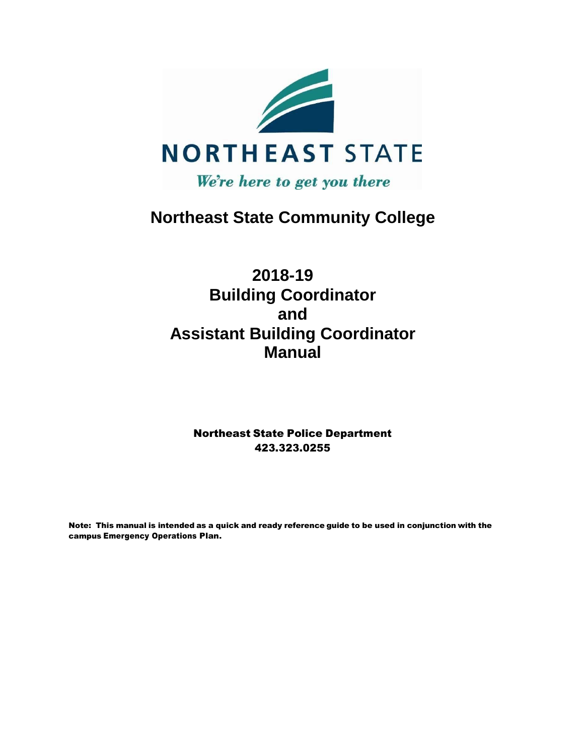NORTHEAST STATE

*We're here to get you there*

# Northeast State Community College

# 2018-19 Building Coordinator and Assistant Building Coordinator Manual

**Northeast State Police Department**
**423.323.0255**

**Note: This manual is intended as a quick and ready reference guide to be used in conjunction with the campus Emergency Operations Plan.**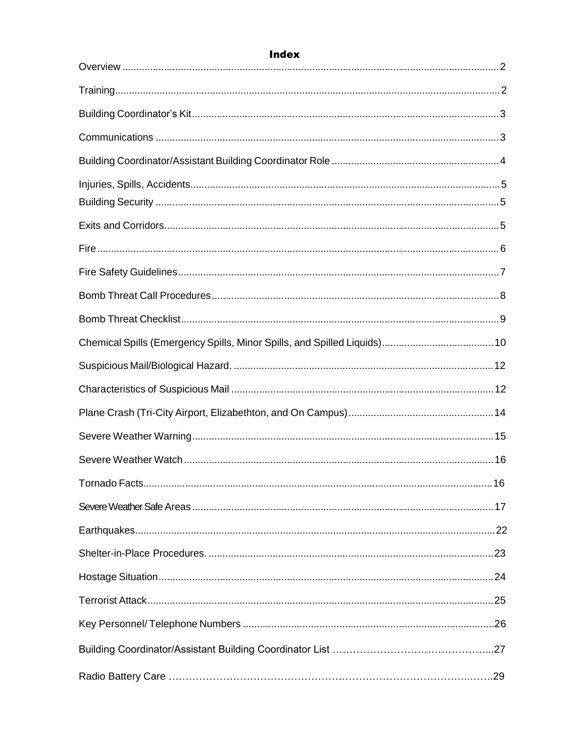# Index

| Section | Page |
| --- | --- |
| Overview | 2 |
| Training | 2 |
| Building Coordinator's Kit | 3 |
| Communications | 3 |
| Building Coordinator/Assistant Building Coordinator Role | 4 |
| Injuries, Spills, Accidents | 5 |
| Building Security | 5 |
| Exits and Corridors | 5 |
| Fire | 6 |
| Fire Safety Guidelines | 7 |
| Bomb Threat Call Procedures | 8 |
| Bomb Threat Checklist | 9 |
| Chemical Spills (Emergency Spills, Minor Spills, and Spilled Liquids) | 10 |
| Suspicious Mail/Biological Hazard. | 12 |
| Characteristics of Suspicious Mail | 12 |
| Plane Crash (Tri-City Airport, Elizabethton, and On Campus) | 14 |
| Severe Weather Warning | 15 |
| Severe Weather Watch | 16 |
| Tornado Facts | 16 |
| Severe Weather Safe Areas | 17 |
| Earthquakes | 22 |
| Shelter-in-Place Procedures. | 23 |
| Hostage Situation | 24 |
| Terrorist Attack | 25 |
| Key Personnel/ Telephone Numbers | 26 |
| Building Coordinator/Assistant Building Coordinator List | 27 |
| Radio Battery Care | 29 |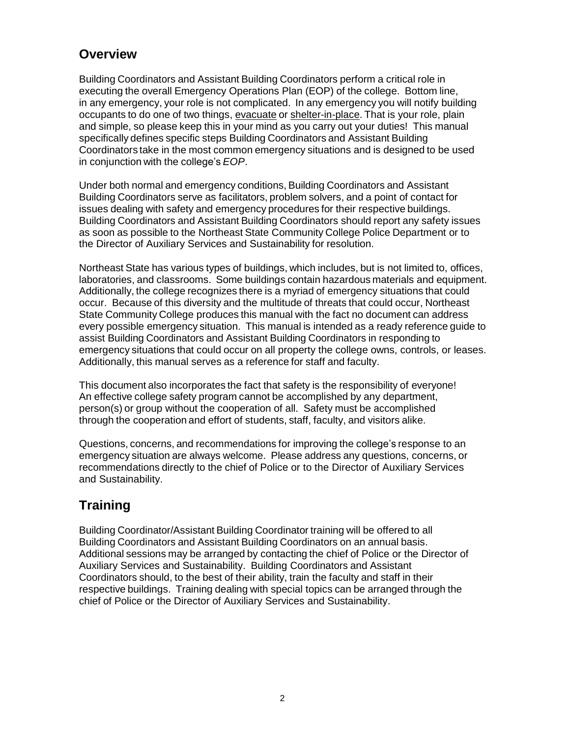## Overview

Building Coordinators and Assistant Building Coordinators perform a critical role in executing the overall Emergency Operations Plan (EOP) of the college. Bottom line, in any emergency, your role is not complicated. In any emergency you will notify building occupants to do one of two things, evacuate or shelter-in-place. That is your role, plain and simple, so please keep this in your mind as you carry out your duties! This manual specifically defines specific steps Building Coordinators and Assistant Building Coordinators take in the most common emergency situations and is designed to be used in conjunction with the college's *EOP*.

Under both normal and emergency conditions, Building Coordinators and Assistant Building Coordinators serve as facilitators, problem solvers, and a point of contact for issues dealing with safety and emergency procedures for their respective buildings. Building Coordinators and Assistant Building Coordinators should report any safety issues as soon as possible to the Northeast State Community College Police Department or to the Director of Auxiliary Services and Sustainability for resolution.

Northeast State has various types of buildings, which includes, but is not limited to, offices, laboratories, and classrooms. Some buildings contain hazardous materials and equipment. Additionally, the college recognizes there is a myriad of emergency situations that could occur. Because of this diversity and the multitude of threats that could occur, Northeast State Community College produces this manual with the fact no document can address every possible emergency situation. This manual is intended as a ready reference guide to assist Building Coordinators and Assistant Building Coordinators in responding to emergency situations that could occur on all property the college owns, controls, or leases. Additionally, this manual serves as a reference for staff and faculty.

This document also incorporates the fact that safety is the responsibility of everyone! An effective college safety program cannot be accomplished by any department, person(s) or group without the cooperation of all. Safety must be accomplished through the cooperation and effort of students, staff, faculty, and visitors alike.

Questions, concerns, and recommendations for improving the college's response to an emergency situation are always welcome. Please address any questions, concerns, or recommendations directly to the chief of Police or to the Director of Auxiliary Services and Sustainability.

## Training

Building Coordinator/Assistant Building Coordinator training will be offered to all Building Coordinators and Assistant Building Coordinators on an annual basis. Additional sessions may be arranged by contacting the chief of Police or the Director of Auxiliary Services and Sustainability. Building Coordinators and Assistant Coordinators should, to the best of their ability, train the faculty and staff in their respective buildings. Training dealing with special topics can be arranged through the chief of Police or the Director of Auxiliary Services and Sustainability.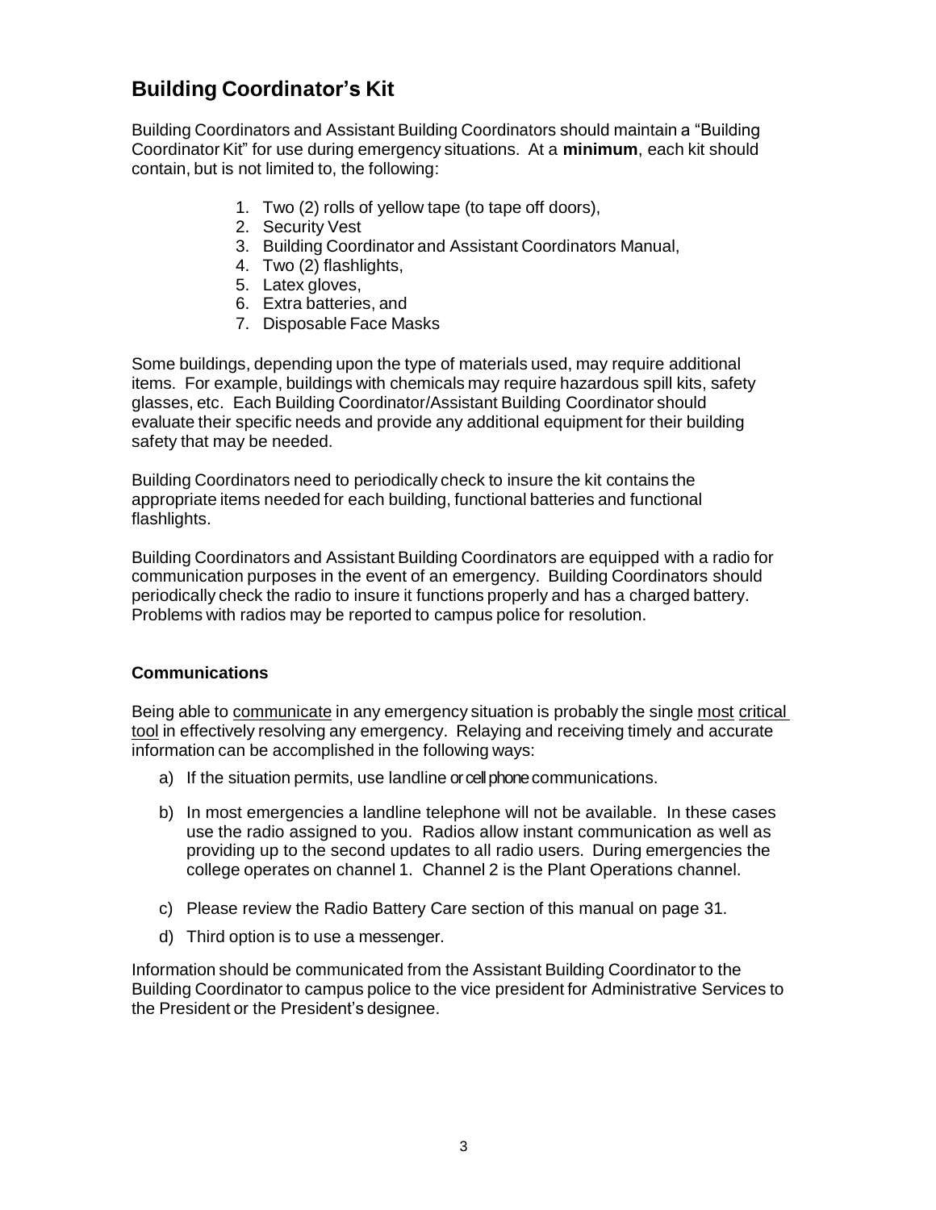## Building Coordinator's Kit

Building Coordinators and Assistant Building Coordinators should maintain a "Building Coordinator Kit" for use during emergency situations. At a **minimum**, each kit should contain, but is not limited to, the following:

1. Two (2) rolls of yellow tape (to tape off doors),
2. Security Vest
3. Building Coordinator and Assistant Coordinators Manual,
4. Two (2) flashlights,
5. Latex gloves,
6. Extra batteries, and
7. Disposable Face Masks

Some buildings, depending upon the type of materials used, may require additional items. For example, buildings with chemicals may require hazardous spill kits, safety glasses, etc. Each Building Coordinator/Assistant Building Coordinator should evaluate their specific needs and provide any additional equipment for their building safety that may be needed.

Building Coordinators need to periodically check to insure the kit contains the appropriate items needed for each building, functional batteries and functional flashlights.

Building Coordinators and Assistant Building Coordinators are equipped with a radio for communication purposes in the event of an emergency. Building Coordinators should periodically check the radio to insure it functions properly and has a charged battery. Problems with radios may be reported to campus police for resolution.

### Communications

Being able to communicate in any emergency situation is probably the single most critical tool in effectively resolving any emergency. Relaying and receiving timely and accurate information can be accomplished in the following ways:

a) If the situation permits, use landline or cell phone communications.

b) In most emergencies a landline telephone will not be available. In these cases use the radio assigned to you. Radios allow instant communication as well as providing up to the second updates to all radio users. During emergencies the college operates on channel 1. Channel 2 is the Plant Operations channel.

c) Please review the Radio Battery Care section of this manual on page 31.

d) Third option is to use a messenger.

Information should be communicated from the Assistant Building Coordinator to the Building Coordinator to campus police to the vice president for Administrative Services to the President or the President's designee.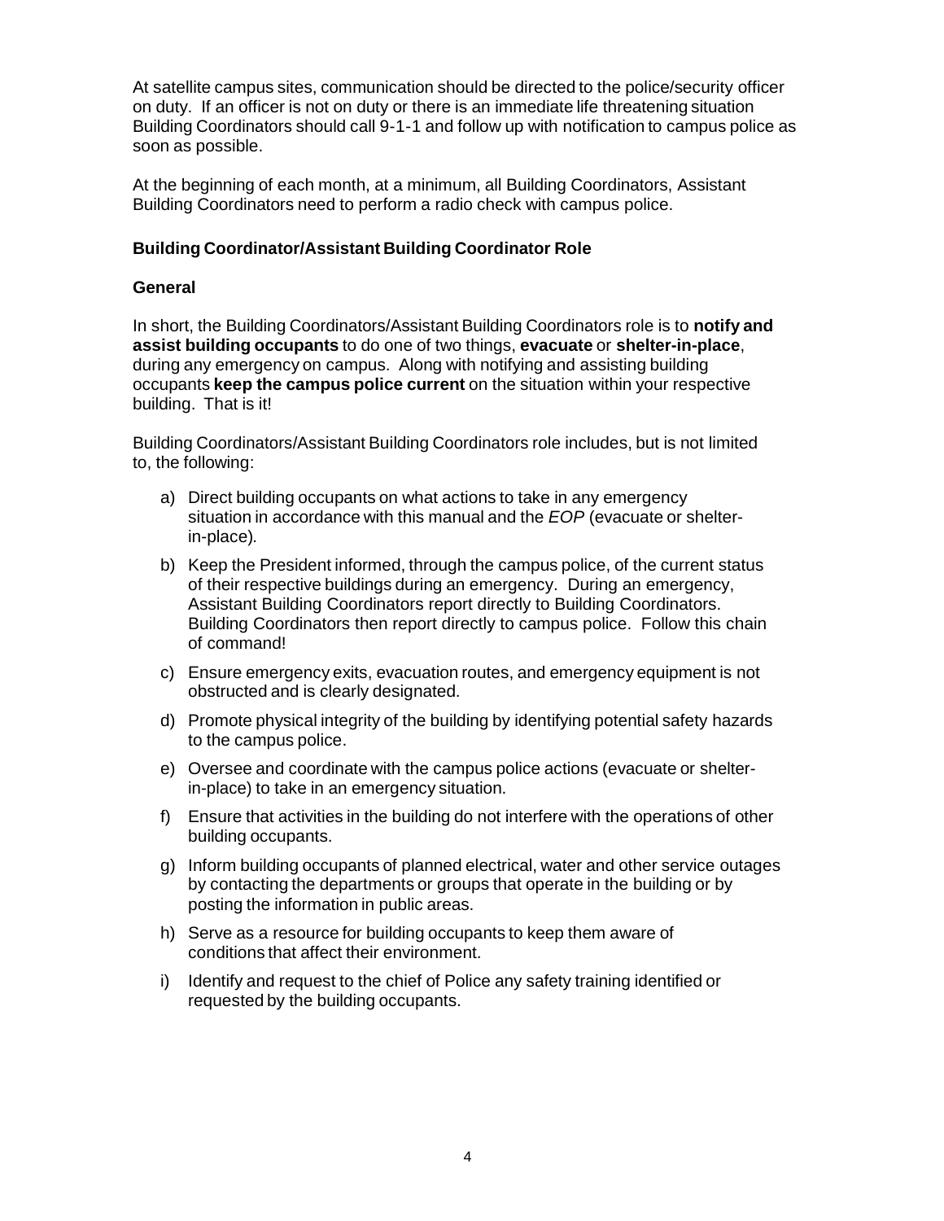At satellite campus sites, communication should be directed to the police/security officer on duty. If an officer is not on duty or there is an immediate life threatening situation Building Coordinators should call 9-1-1 and follow up with notification to campus police as soon as possible.

At the beginning of each month, at a minimum, all Building Coordinators, Assistant Building Coordinators need to perform a radio check with campus police.

**Building Coordinator/Assistant Building Coordinator Role**

**General**

In short, the Building Coordinators/Assistant Building Coordinators role is to **notify and assist building occupants** to do one of two things, **evacuate** or **shelter-in-place**, during any emergency on campus. Along with notifying and assisting building occupants **keep the campus police current** on the situation within your respective building. That is it!

Building Coordinators/Assistant Building Coordinators role includes, but is not limited to, the following:

a) Direct building occupants on what actions to take in any emergency situation in accordance with this manual and the *EOP* (evacuate or shelter-in-place).

b) Keep the President informed, through the campus police, of the current status of their respective buildings during an emergency. During an emergency, Assistant Building Coordinators report directly to Building Coordinators. Building Coordinators then report directly to campus police. Follow this chain of command!

c) Ensure emergency exits, evacuation routes, and emergency equipment is not obstructed and is clearly designated.

d) Promote physical integrity of the building by identifying potential safety hazards to the campus police.

e) Oversee and coordinate with the campus police actions (evacuate or shelter-in-place) to take in an emergency situation.

f) Ensure that activities in the building do not interfere with the operations of other building occupants.

g) Inform building occupants of planned electrical, water and other service outages by contacting the departments or groups that operate in the building or by posting the information in public areas.

h) Serve as a resource for building occupants to keep them aware of conditions that affect their environment.

i) Identify and request to the chief of Police any safety training identified or requested by the building occupants.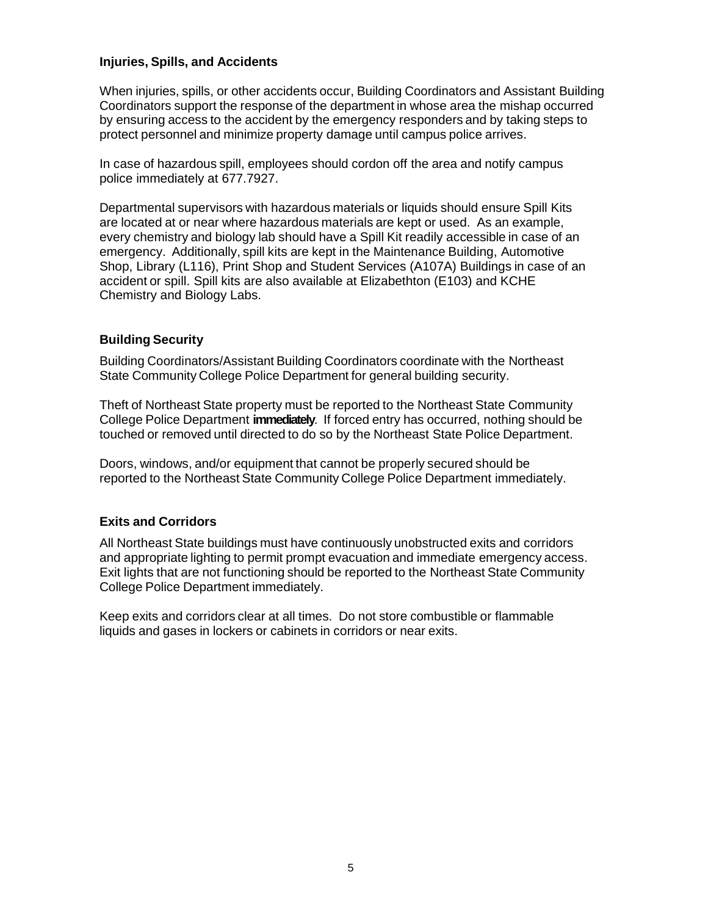### Injuries, Spills, and Accidents

When injuries, spills, or other accidents occur, Building Coordinators and Assistant Building Coordinators support the response of the department in whose area the mishap occurred by ensuring access to the accident by the emergency responders and by taking steps to protect personnel and minimize property damage until campus police arrives.

In case of hazardous spill, employees should cordon off the area and notify campus police immediately at 677.7927.

Departmental supervisors with hazardous materials or liquids should ensure Spill Kits are located at or near where hazardous materials are kept or used. As an example, every chemistry and biology lab should have a Spill Kit readily accessible in case of an emergency. Additionally, spill kits are kept in the Maintenance Building, Automotive Shop, Library (L116), Print Shop and Student Services (A107A) Buildings in case of an accident or spill. Spill kits are also available at Elizabethton (E103) and KCHE Chemistry and Biology Labs.

### Building Security

Building Coordinators/Assistant Building Coordinators coordinate with the Northeast State Community College Police Department for general building security.

Theft of Northeast State property must be reported to the Northeast State Community College Police Department **immediately**. If forced entry has occurred, nothing should be touched or removed until directed to do so by the Northeast State Police Department.

Doors, windows, and/or equipment that cannot be properly secured should be reported to the Northeast State Community College Police Department immediately.

### Exits and Corridors

All Northeast State buildings must have continuously unobstructed exits and corridors and appropriate lighting to permit prompt evacuation and immediate emergency access. Exit lights that are not functioning should be reported to the Northeast State Community College Police Department immediately.

Keep exits and corridors clear at all times. Do not store combustible or flammable liquids and gases in lockers or cabinets in corridors or near exits.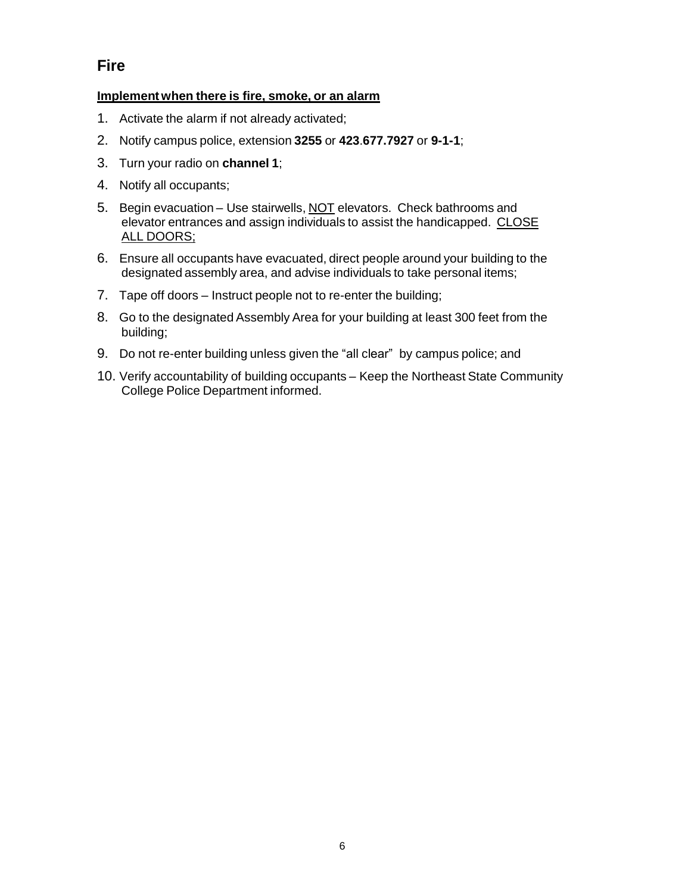## Fire

**Implement when there is fire, smoke, or an alarm**

1. Activate the alarm if not already activated;
2. Notify campus police, extension **3255** or **423**.**677.7927** or **9-1-1**;
3. Turn your radio on **channel 1**;
4. Notify all occupants;
5. Begin evacuation – Use stairwells, NOT elevators. Check bathrooms and elevator entrances and assign individuals to assist the handicapped. CLOSE ALL DOORS;
6. Ensure all occupants have evacuated, direct people around your building to the designated assembly area, and advise individuals to take personal items;
7. Tape off doors – Instruct people not to re-enter the building;
8. Go to the designated Assembly Area for your building at least 300 feet from the building;
9. Do not re-enter building unless given the "all clear" by campus police; and
10. Verify accountability of building occupants – Keep the Northeast State Community College Police Department informed.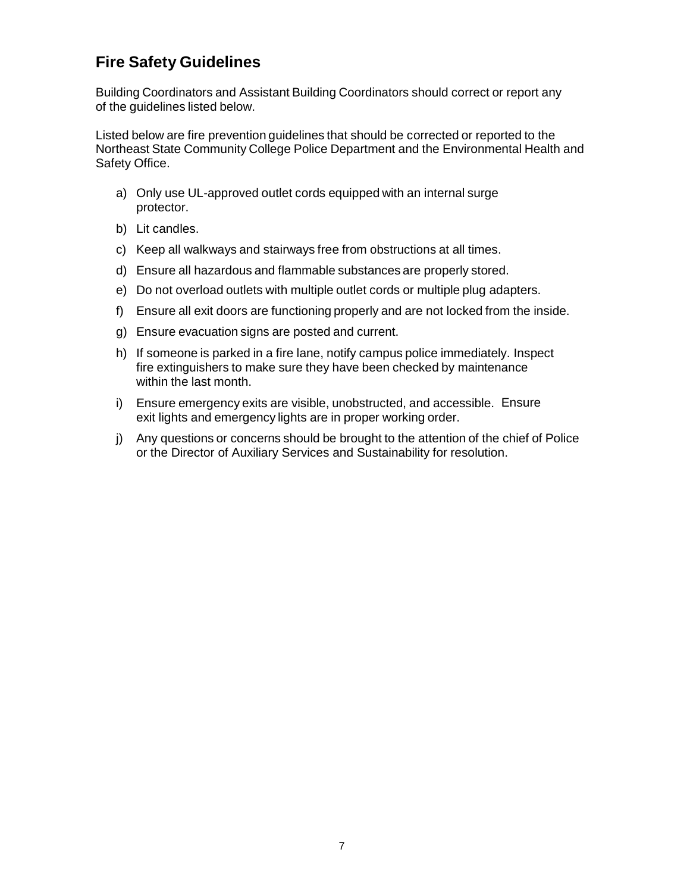## Fire Safety Guidelines

Building Coordinators and Assistant Building Coordinators should correct or report any of the guidelines listed below.

Listed below are fire prevention guidelines that should be corrected or reported to the Northeast State Community College Police Department and the Environmental Health and Safety Office.

a) Only use UL-approved outlet cords equipped with an internal surge protector.

b) Lit candles.

c) Keep all walkways and stairways free from obstructions at all times.

d) Ensure all hazardous and flammable substances are properly stored.

e) Do not overload outlets with multiple outlet cords or multiple plug adapters.

f) Ensure all exit doors are functioning properly and are not locked from the inside.

g) Ensure evacuation signs are posted and current.

h) If someone is parked in a fire lane, notify campus police immediately. Inspect fire extinguishers to make sure they have been checked by maintenance within the last month.

i) Ensure emergency exits are visible, unobstructed, and accessible. Ensure exit lights and emergency lights are in proper working order.

j) Any questions or concerns should be brought to the attention of the chief of Police or the Director of Auxiliary Services and Sustainability for resolution.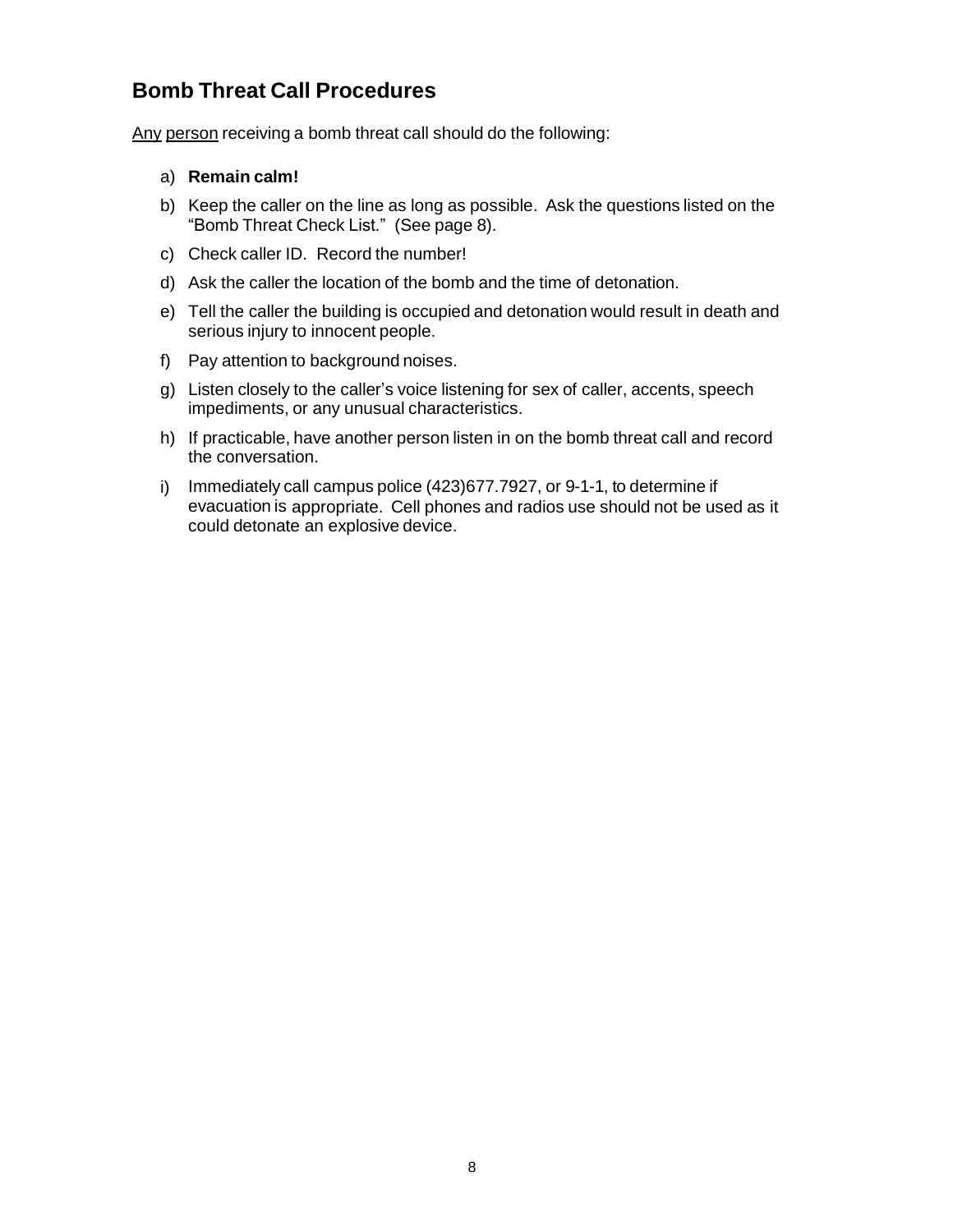## Bomb Threat Call Procedures

Any person receiving a bomb threat call should do the following:

a) **Remain calm!**

b) Keep the caller on the line as long as possible. Ask the questions listed on the "Bomb Threat Check List." (See page 8).

c) Check caller ID. Record the number!

d) Ask the caller the location of the bomb and the time of detonation.

e) Tell the caller the building is occupied and detonation would result in death and serious injury to innocent people.

f) Pay attention to background noises.

g) Listen closely to the caller's voice listening for sex of caller, accents, speech impediments, or any unusual characteristics.

h) If practicable, have another person listen in on the bomb threat call and record the conversation.

i) Immediately call campus police (423)677.7927, or 9-1-1, to determine if evacuation is appropriate. Cell phones and radios use should not be used as it could detonate an explosive device.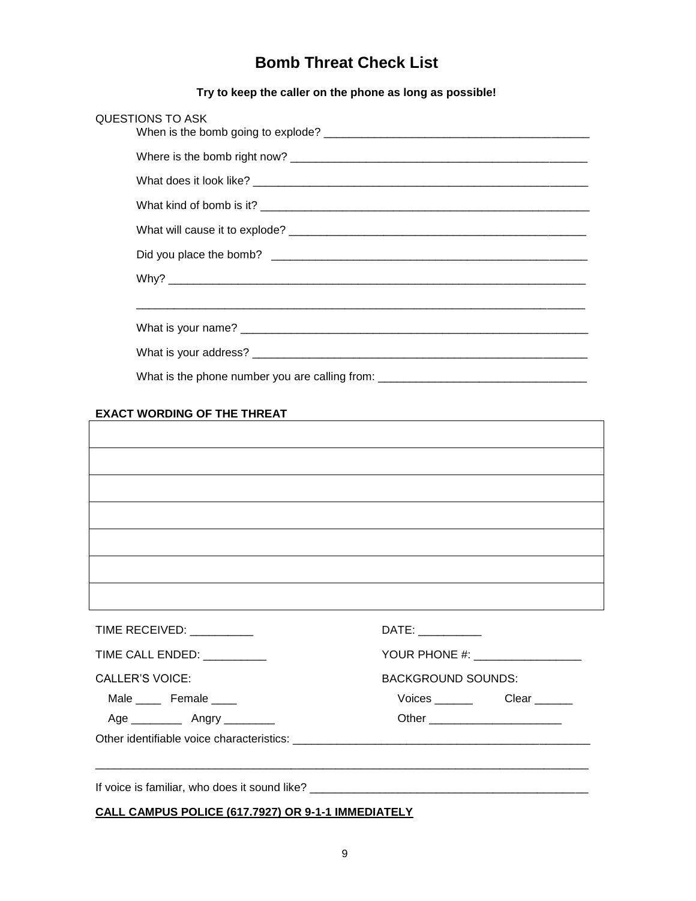# Bomb Threat Check List

**Try to keep the caller on the phone as long as possible!**

QUESTIONS TO ASK

When is the bomb going to explode? ___________________________________________

Where is the bomb right now? ________________________________________________

What does it look like? _____________________________________________________

What kind of bomb is it? ____________________________________________________

What will cause it to explode? ________________________________________________

Did you place the bomb? ____________________________________________________

Why? ___________________________________________________________________

_______________________________________________________________________

What is your name? _________________________________________________________

What is your address? _______________________________________________________

What is the phone number you are calling from: _________________________________

**EXACT WORDING OF THE THREAT**

| |
|---|
| |
| |
| |
| |
| |
| |
| |

TIME RECEIVED: __________

DATE: __________

TIME CALL ENDED: __________

YOUR PHONE #: _________________

CALLER'S VOICE:

Male ____ Female ____

Age ________ Angry ________

BACKGROUND SOUNDS:

Voices ______ Clear ______

Other _____________________

Other identifiable voice characteristics: _______________________________________________

_______________________________________________________________________________

If voice is familiar, who does it sound like? ____________________________________________

**CALL CAMPUS POLICE (617.7927) OR 9-1-1 IMMEDIATELY**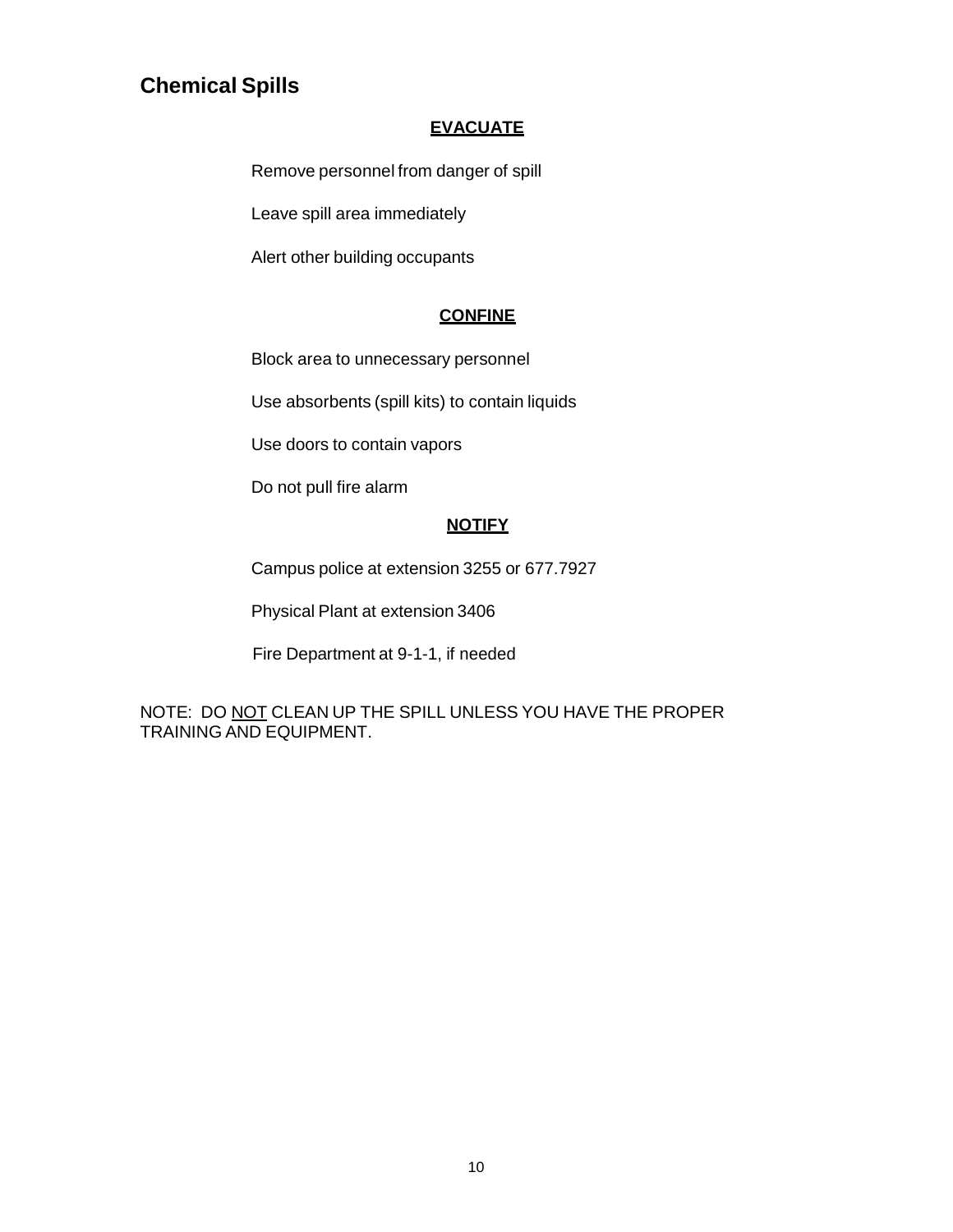## Chemical Spills

**EVACUATE**

Remove personnel from danger of spill

Leave spill area immediately

Alert other building occupants

**CONFINE**

Block area to unnecessary personnel

Use absorbents (spill kits) to contain liquids

Use doors to contain vapors

Do not pull fire alarm

**NOTIFY**

Campus police at extension 3255 or 677.7927

Physical Plant at extension 3406

Fire Department at 9-1-1, if needed

NOTE: DO NOT CLEAN UP THE SPILL UNLESS YOU HAVE THE PROPER TRAINING AND EQUIPMENT.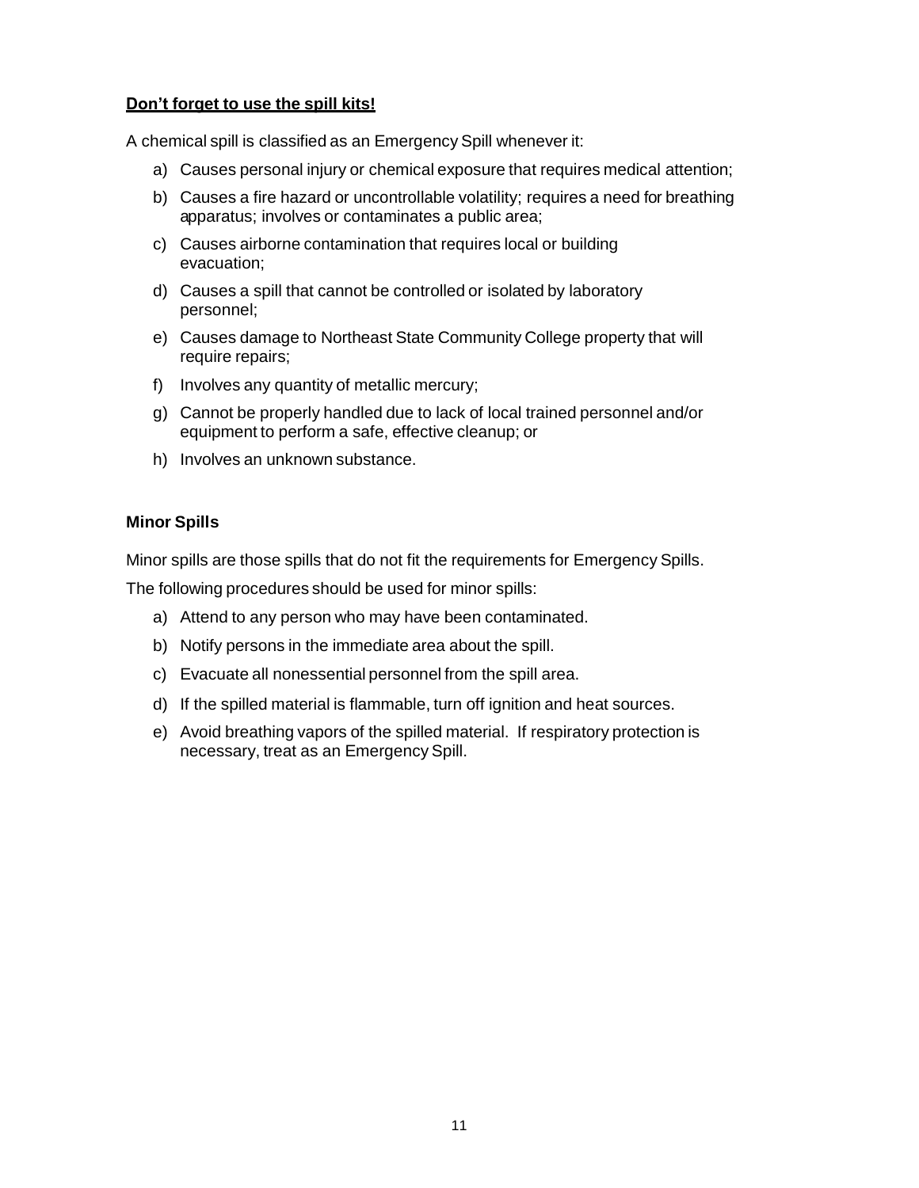**<u>Don't forget to use the spill kits!</u>**

A chemical spill is classified as an Emergency Spill whenever it:

a) Causes personal injury or chemical exposure that requires medical attention;
b) Causes a fire hazard or uncontrollable volatility; requires a need for breathing apparatus; involves or contaminates a public area;
c) Causes airborne contamination that requires local or building evacuation;
d) Causes a spill that cannot be controlled or isolated by laboratory personnel;
e) Causes damage to Northeast State Community College property that will require repairs;
f) Involves any quantity of metallic mercury;
g) Cannot be properly handled due to lack of local trained personnel and/or equipment to perform a safe, effective cleanup; or
h) Involves an unknown substance.

**Minor Spills**

Minor spills are those spills that do not fit the requirements for Emergency Spills.

The following procedures should be used for minor spills:

a) Attend to any person who may have been contaminated.
b) Notify persons in the immediate area about the spill.
c) Evacuate all nonessential personnel from the spill area.
d) If the spilled material is flammable, turn off ignition and heat sources.
e) Avoid breathing vapors of the spilled material. If respiratory protection is necessary, treat as an Emergency Spill.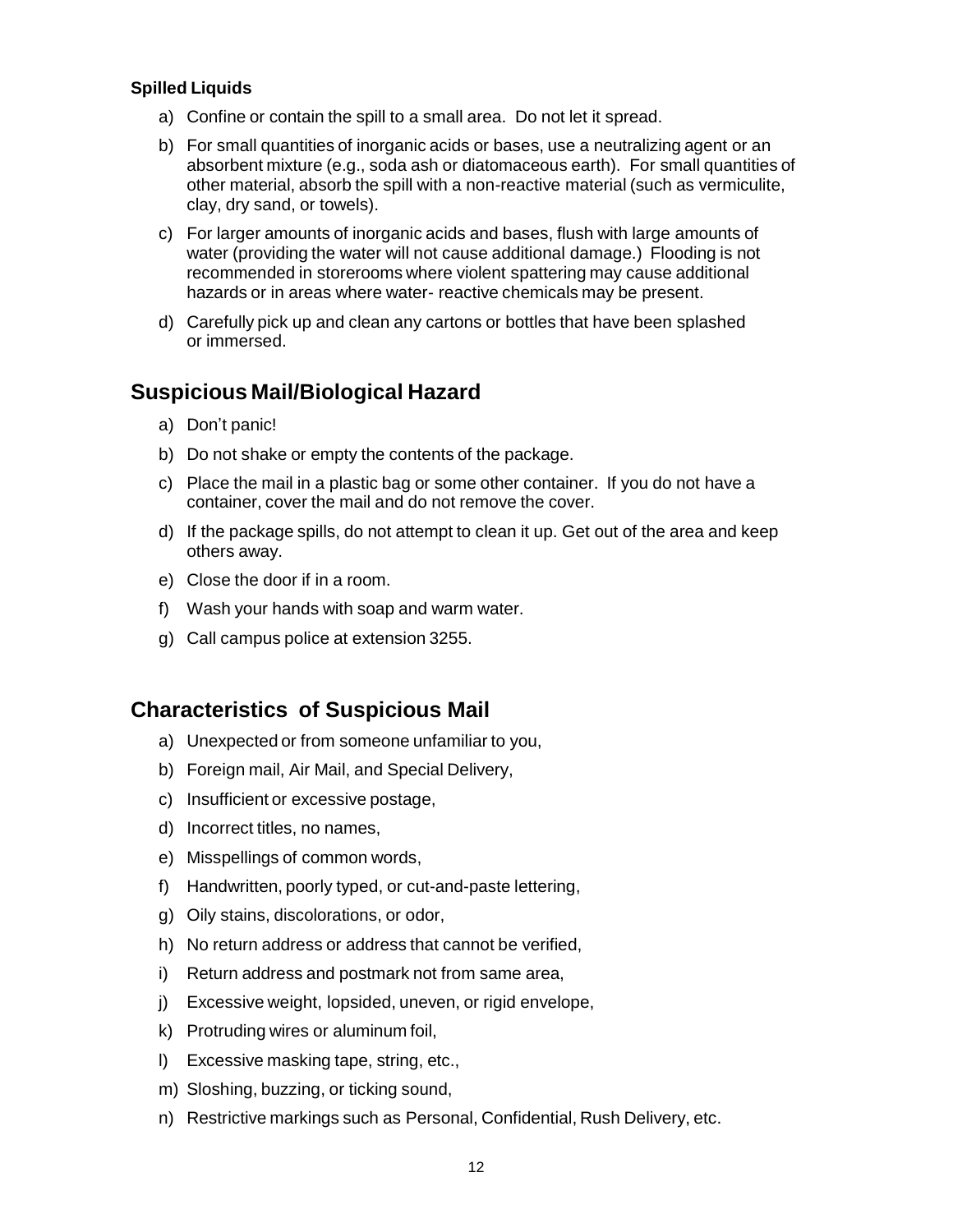### Spilled Liquids

a) Confine or contain the spill to a small area. Do not let it spread.

b) For small quantities of inorganic acids or bases, use a neutralizing agent or an absorbent mixture (e.g., soda ash or diatomaceous earth). For small quantities of other material, absorb the spill with a non-reactive material (such as vermiculite, clay, dry sand, or towels).

c) For larger amounts of inorganic acids and bases, flush with large amounts of water (providing the water will not cause additional damage.) Flooding is not recommended in storerooms where violent spattering may cause additional hazards or in areas where water- reactive chemicals may be present.

d) Carefully pick up and clean any cartons or bottles that have been splashed or immersed.

## Suspicious Mail/Biological Hazard

a) Don't panic!

b) Do not shake or empty the contents of the package.

c) Place the mail in a plastic bag or some other container. If you do not have a container, cover the mail and do not remove the cover.

d) If the package spills, do not attempt to clean it up. Get out of the area and keep others away.

e) Close the door if in a room.

f) Wash your hands with soap and warm water.

g) Call campus police at extension 3255.

## Characteristics of Suspicious Mail

a) Unexpected or from someone unfamiliar to you,

b) Foreign mail, Air Mail, and Special Delivery,

c) Insufficient or excessive postage,

d) Incorrect titles, no names,

e) Misspellings of common words,

f) Handwritten, poorly typed, or cut-and-paste lettering,

g) Oily stains, discolorations, or odor,

h) No return address or address that cannot be verified,

i) Return address and postmark not from same area,

j) Excessive weight, lopsided, uneven, or rigid envelope,

k) Protruding wires or aluminum foil,

l) Excessive masking tape, string, etc.,

m) Sloshing, buzzing, or ticking sound,

n) Restrictive markings such as Personal, Confidential, Rush Delivery, etc.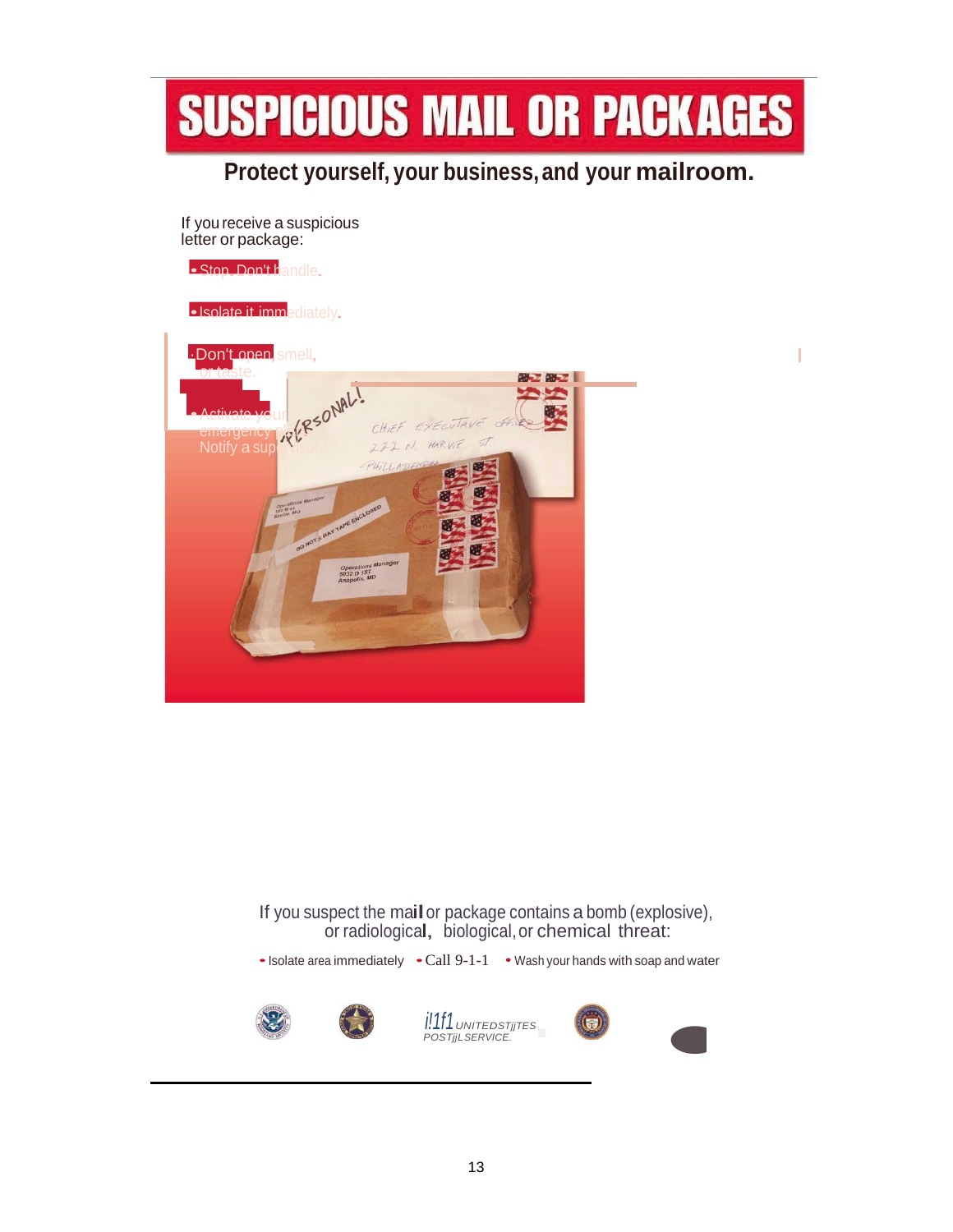# SUSPICIOUS MAIL OR PACKAGES

## Protect yourself, your business, and your mailroom.

If you receive a suspicious letter or package:

- Stop. Don't handle.
- Isolate it immediately.
- Don't open, smell, or taste.
- Activate your emergency plan. Notify a supervisor.

If you suspect the mail or package contains a bomb (explosive), or radiological, biological, or chemical threat:

- Isolate area immediately
- Call 9-1-1
- Wash your hands with soap and water

UNITED STATES POSTAL SERVICE.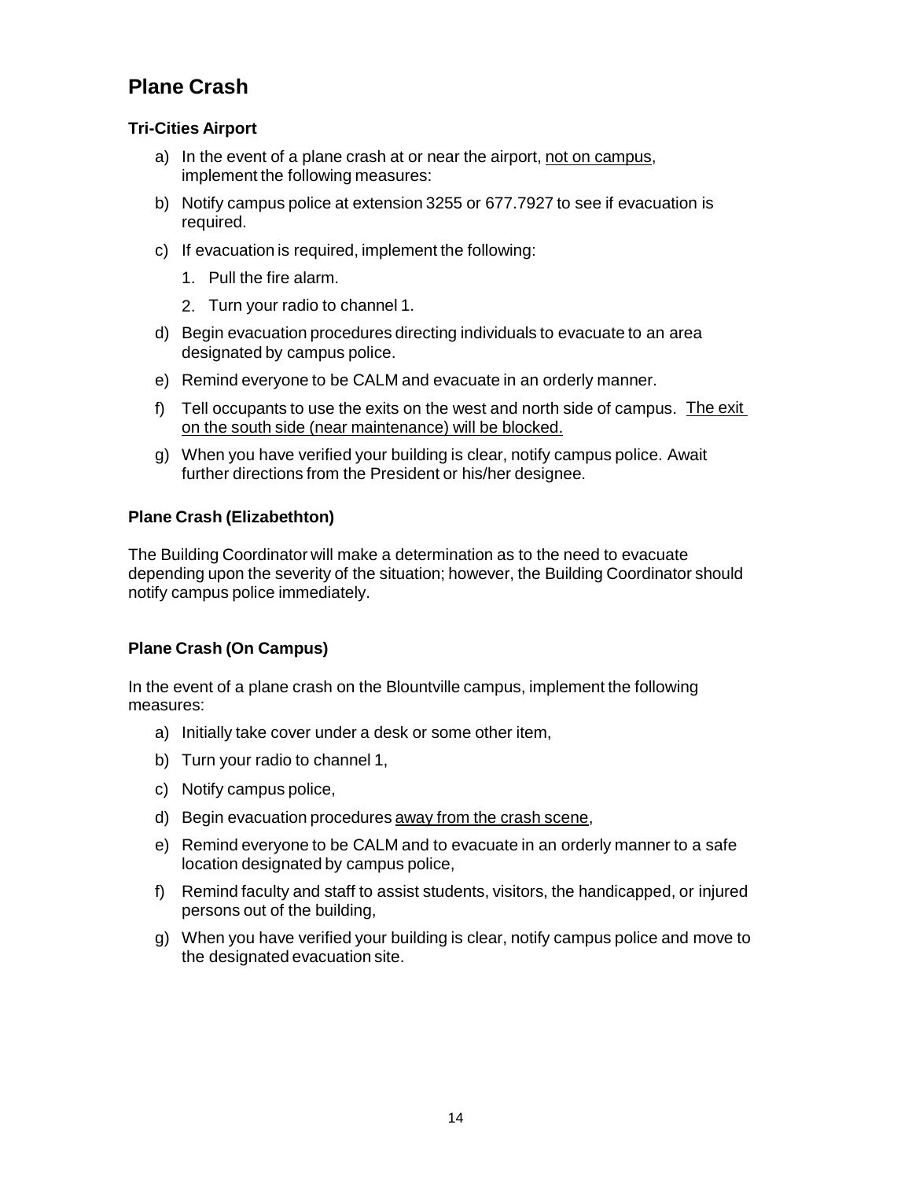## Plane Crash

### Tri-Cities Airport

a) In the event of a plane crash at or near the airport, <u>not on campus</u>, implement the following measures:

b) Notify campus police at extension 3255 or 677.7927 to see if evacuation is required.

c) If evacuation is required, implement the following:

   1. Pull the fire alarm.
   2. Turn your radio to channel 1.

d) Begin evacuation procedures directing individuals to evacuate to an area designated by campus police.

e) Remind everyone to be CALM and evacuate in an orderly manner.

f) Tell occupants to use the exits on the west and north side of campus. <u>The exit on the south side (near maintenance) will be blocked.</u>

g) When you have verified your building is clear, notify campus police. Await further directions from the President or his/her designee.

### Plane Crash (Elizabethton)

The Building Coordinator will make a determination as to the need to evacuate depending upon the severity of the situation; however, the Building Coordinator should notify campus police immediately.

### Plane Crash (On Campus)

In the event of a plane crash on the Blountville campus, implement the following measures:

a) Initially take cover under a desk or some other item,

b) Turn your radio to channel 1,

c) Notify campus police,

d) Begin evacuation procedures <u>away from the crash scene</u>,

e) Remind everyone to be CALM and to evacuate in an orderly manner to a safe location designated by campus police,

f) Remind faculty and staff to assist students, visitors, the handicapped, or injured persons out of the building,

g) When you have verified your building is clear, notify campus police and move to the designated evacuation site.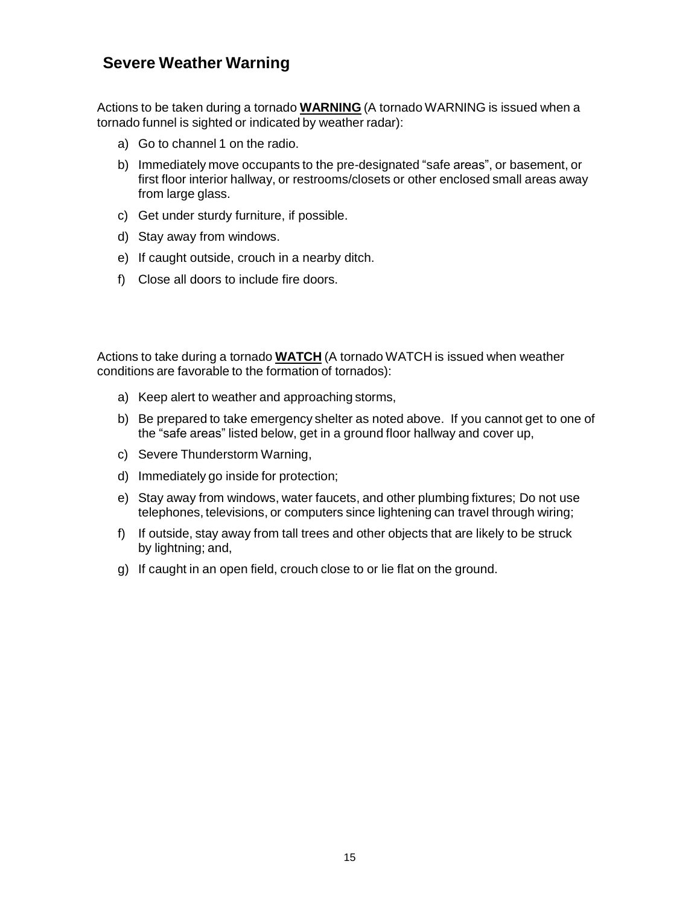## Severe Weather Warning

Actions to be taken during a tornado **WARNING** (A tornado WARNING is issued when a tornado funnel is sighted or indicated by weather radar):

a) Go to channel 1 on the radio.

b) Immediately move occupants to the pre-designated "safe areas", or basement, or first floor interior hallway, or restrooms/closets or other enclosed small areas away from large glass.

c) Get under sturdy furniture, if possible.

d) Stay away from windows.

e) If caught outside, crouch in a nearby ditch.

f) Close all doors to include fire doors.

Actions to take during a tornado **WATCH** (A tornado WATCH is issued when weather conditions are favorable to the formation of tornados):

a) Keep alert to weather and approaching storms,

b) Be prepared to take emergency shelter as noted above. If you cannot get to one of the "safe areas" listed below, get in a ground floor hallway and cover up,

c) Severe Thunderstorm Warning,

d) Immediately go inside for protection;

e) Stay away from windows, water faucets, and other plumbing fixtures; Do not use telephones, televisions, or computers since lightening can travel through wiring;

f) If outside, stay away from tall trees and other objects that are likely to be struck by lightning; and,

g) If caught in an open field, crouch close to or lie flat on the ground.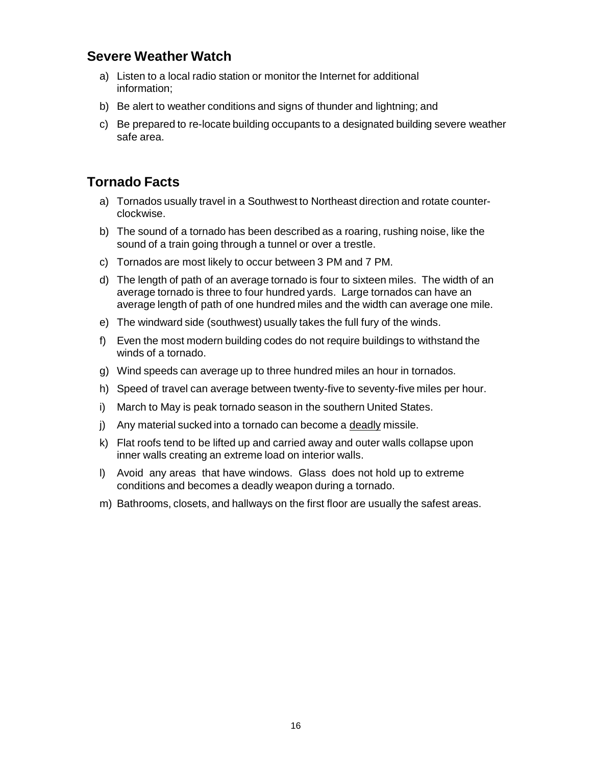## Severe Weather Watch

a) Listen to a local radio station or monitor the Internet for additional information;

b) Be alert to weather conditions and signs of thunder and lightning; and

c) Be prepared to re-locate building occupants to a designated building severe weather safe area.

## Tornado Facts

a) Tornados usually travel in a Southwest to Northeast direction and rotate counter-clockwise.

b) The sound of a tornado has been described as a roaring, rushing noise, like the sound of a train going through a tunnel or over a trestle.

c) Tornados are most likely to occur between 3 PM and 7 PM.

d) The length of path of an average tornado is four to sixteen miles. The width of an average tornado is three to four hundred yards. Large tornados can have an average length of path of one hundred miles and the width can average one mile.

e) The windward side (southwest) usually takes the full fury of the winds.

f) Even the most modern building codes do not require buildings to withstand the winds of a tornado.

g) Wind speeds can average up to three hundred miles an hour in tornados.

h) Speed of travel can average between twenty-five to seventy-five miles per hour.

i) March to May is peak tornado season in the southern United States.

j) Any material sucked into a tornado can become a <u>deadly</u> missile.

k) Flat roofs tend to be lifted up and carried away and outer walls collapse upon inner walls creating an extreme load on interior walls.

l) Avoid any areas that have windows. Glass does not hold up to extreme conditions and becomes a deadly weapon during a tornado.

m) Bathrooms, closets, and hallways on the first floor are usually the safest areas.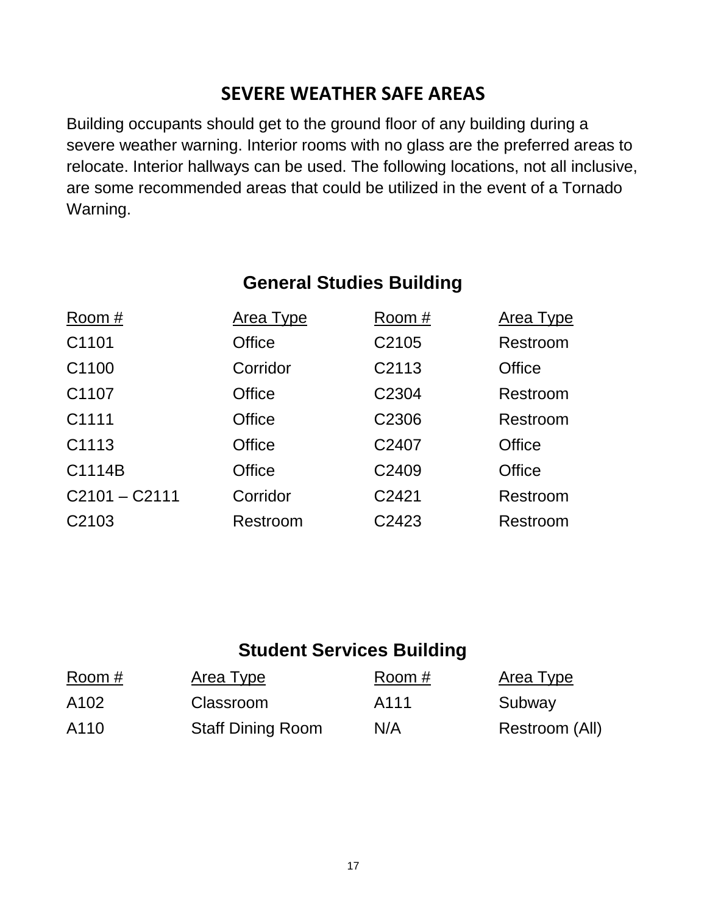# SEVERE WEATHER SAFE AREAS

Building occupants should get to the ground floor of any building during a severe weather warning. Interior rooms with no glass are the preferred areas to relocate. Interior hallways can be used. The following locations, not all inclusive, are some recommended areas that could be utilized in the event of a Tornado Warning.

## General Studies Building

| Room # | Area Type | Room # | Area Type |
|---|---|---|---|
| C1101 | Office | C2105 | Restroom |
| C1100 | Corridor | C2113 | Office |
| C1107 | Office | C2304 | Restroom |
| C1111 | Office | C2306 | Restroom |
| C1113 | Office | C2407 | Office |
| C1114B | Office | C2409 | Office |
| C2101 – C2111 | Corridor | C2421 | Restroom |
| C2103 | Restroom | C2423 | Restroom |

## Student Services Building

| Room # | Area Type | Room # | Area Type |
|---|---|---|---|
| A102 | Classroom | A111 | Subway |
| A110 | Staff Dining Room | N/A | Restroom (All) |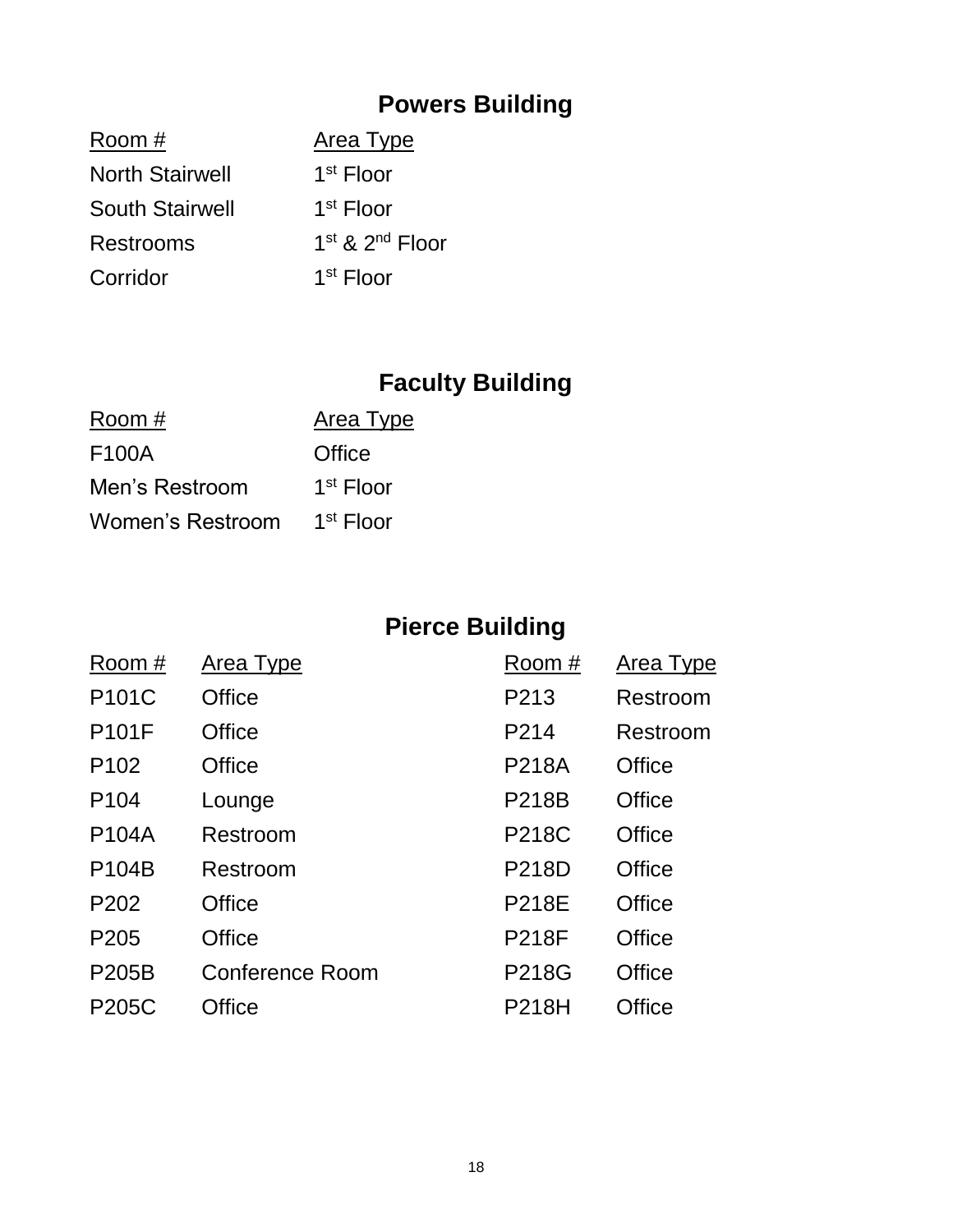## Powers Building

| Room # | Area Type |
|---|---|
| North Stairwell | 1st Floor |
| South Stairwell | 1st Floor |
| Restrooms | 1st & 2nd Floor |
| Corridor | 1st Floor |

## Faculty Building

| Room # | Area Type |
|---|---|
| F100A | Office |
| Men's Restroom | 1st Floor |
| Women's Restroom | 1st Floor |

## Pierce Building

| Room # | Area Type | Room # | Area Type |
|---|---|---|---|
| P101C | Office | P213 | Restroom |
| P101F | Office | P214 | Restroom |
| P102 | Office | P218A | Office |
| P104 | Lounge | P218B | Office |
| P104A | Restroom | P218C | Office |
| P104B | Restroom | P218D | Office |
| P202 | Office | P218E | Office |
| P205 | Office | P218F | Office |
| P205B | Conference Room | P218G | Office |
| P205C | Office | P218H | Office |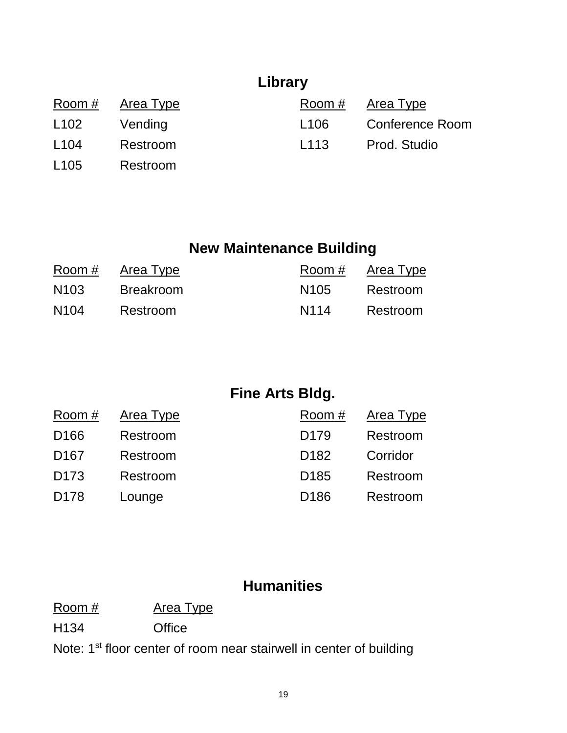## Library

| Room # | Area Type | Room # | Area Type |
|---|---|---|---|
| L102 | Vending | L106 | Conference Room |
| L104 | Restroom | L113 | Prod. Studio |
| L105 | Restroom | | |

## New Maintenance Building

| Room # | Area Type | Room # | Area Type |
|---|---|---|---|
| N103 | Breakroom | N105 | Restroom |
| N104 | Restroom | N114 | Restroom |

## Fine Arts Bldg.

| Room # | Area Type | Room # | Area Type |
|---|---|---|---|
| D166 | Restroom | D179 | Restroom |
| D167 | Restroom | D182 | Corridor |
| D173 | Restroom | D185 | Restroom |
| D178 | Lounge | D186 | Restroom |

## Humanities

| Room # | Area Type |
|---|---|
| H134 | Office |

Note: 1st floor center of room near stairwell in center of building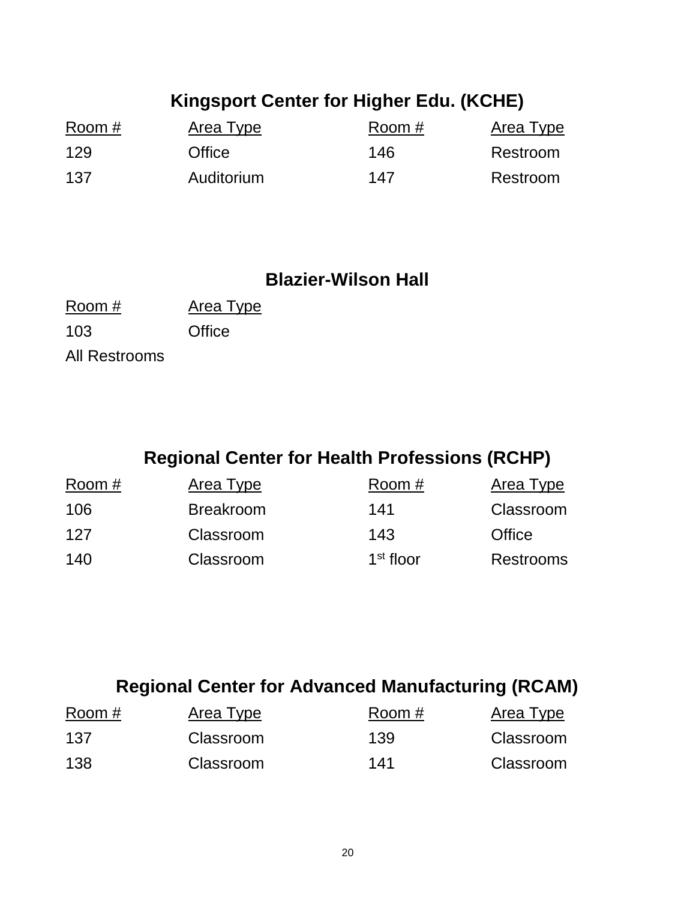## Kingsport Center for Higher Edu. (KCHE)

| Room # | Area Type | Room # | Area Type |
|---|---|---|---|
| 129 | Office | 146 | Restroom |
| 137 | Auditorium | 147 | Restroom |

## Blazier-Wilson Hall

| Room # | Area Type |
|---|---|
| 103 | Office |
| All Restrooms | |

## Regional Center for Health Professions (RCHP)

| Room # | Area Type | Room # | Area Type |
|---|---|---|---|
| 106 | Breakroom | 141 | Classroom |
| 127 | Classroom | 143 | Office |
| 140 | Classroom | 1st floor | Restrooms |

## Regional Center for Advanced Manufacturing (RCAM)

| Room # | Area Type | Room # | Area Type |
|---|---|---|---|
| 137 | Classroom | 139 | Classroom |
| 138 | Classroom | 141 | Classroom |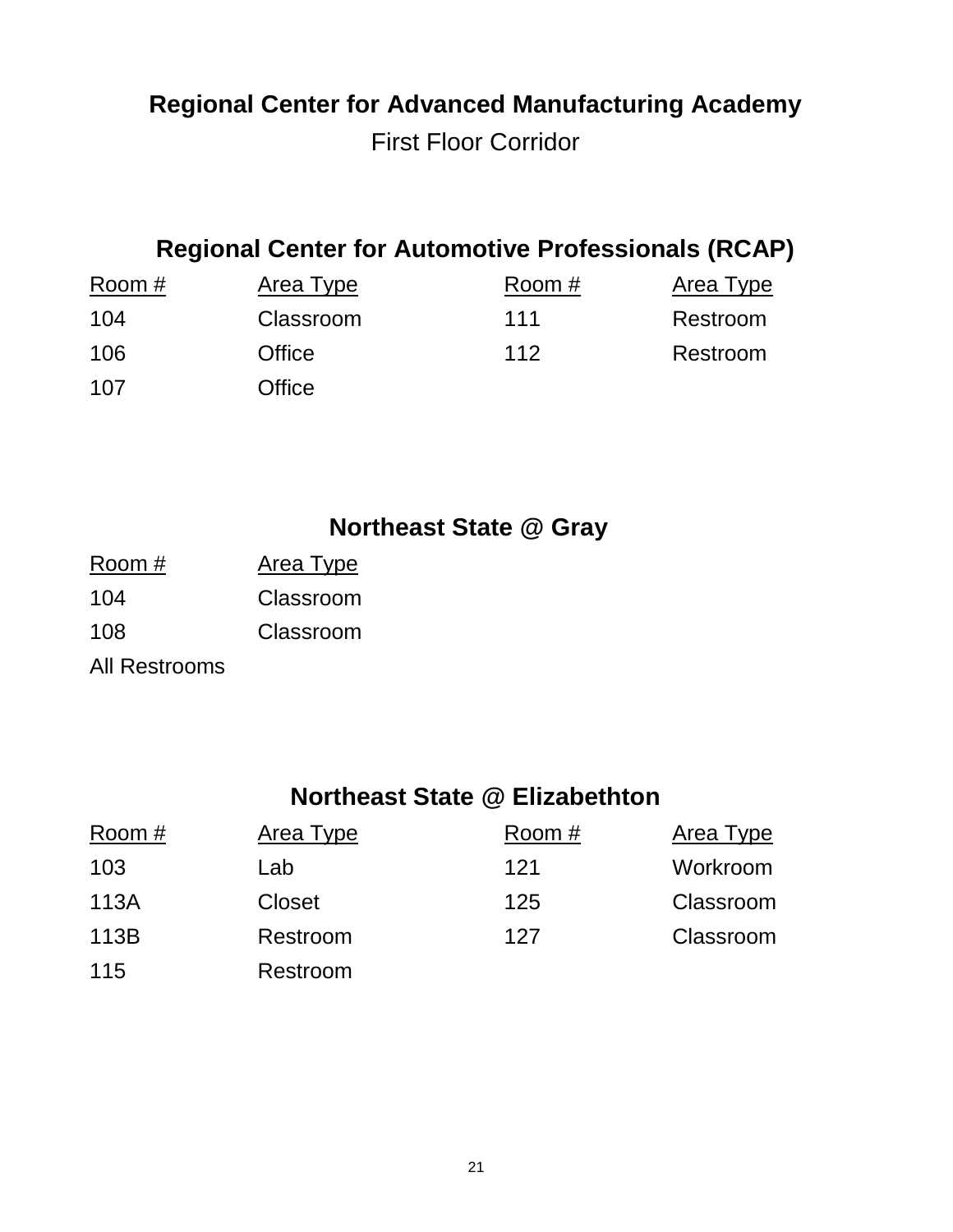## Regional Center for Advanced Manufacturing Academy

First Floor Corridor

## Regional Center for Automotive Professionals (RCAP)

| Room # | Area Type | Room # | Area Type |
| --- | --- | --- | --- |
| 104 | Classroom | 111 | Restroom |
| 106 | Office | 112 | Restroom |
| 107 | Office | | |

## Northeast State @ Gray

| Room # | Area Type |
| --- | --- |
| 104 | Classroom |
| 108 | Classroom |
| All Restrooms | |

## Northeast State @ Elizabethton

| Room # | Area Type | Room # | Area Type |
| --- | --- | --- | --- |
| 103 | Lab | 121 | Workroom |
| 113A | Closet | 125 | Classroom |
| 113B | Restroom | 127 | Classroom |
| 115 | Restroom | | |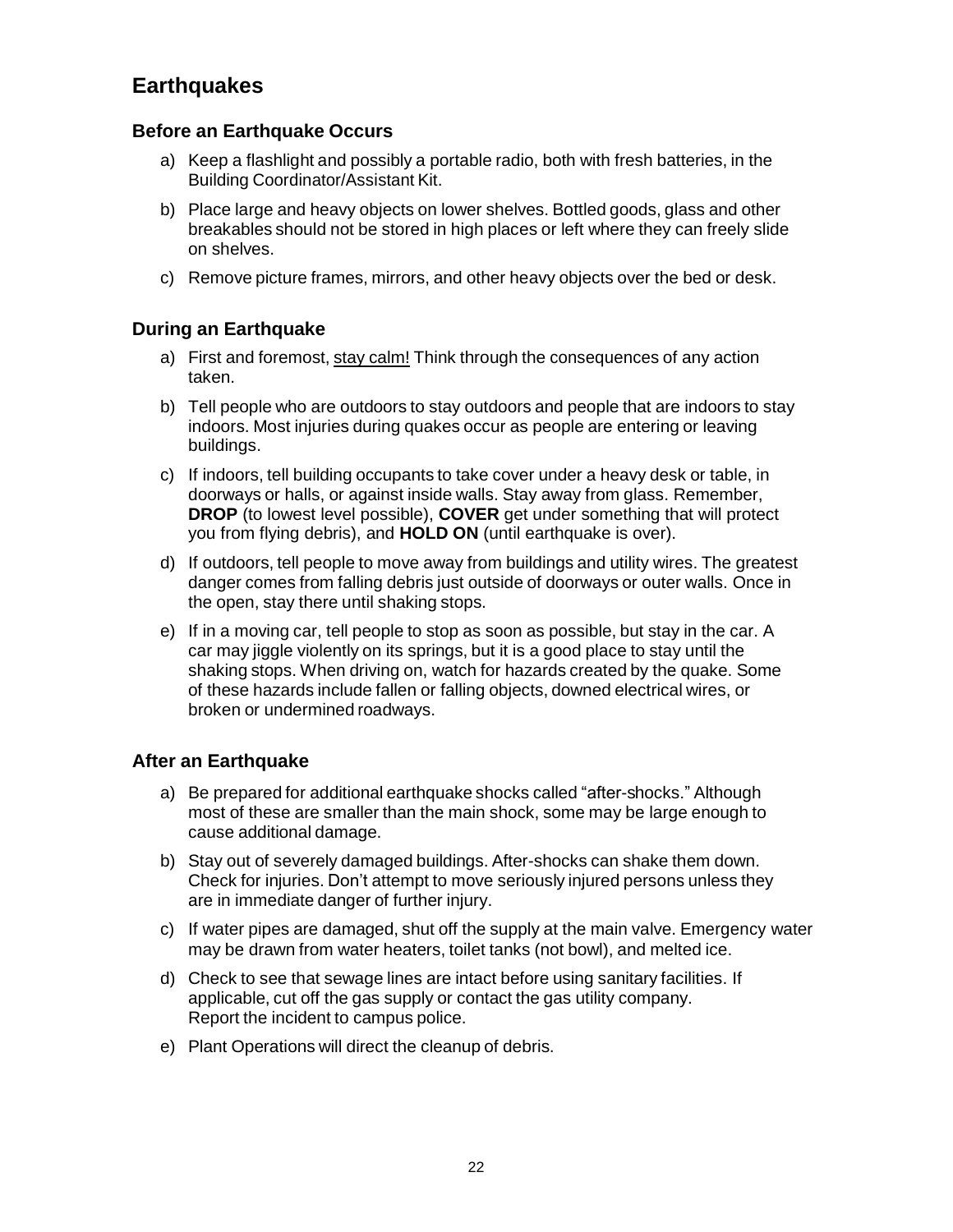## Earthquakes

### Before an Earthquake Occurs

a) Keep a flashlight and possibly a portable radio, both with fresh batteries, in the Building Coordinator/Assistant Kit.

b) Place large and heavy objects on lower shelves. Bottled goods, glass and other breakables should not be stored in high places or left where they can freely slide on shelves.

c) Remove picture frames, mirrors, and other heavy objects over the bed or desk.

### During an Earthquake

a) First and foremost, stay calm! Think through the consequences of any action taken.

b) Tell people who are outdoors to stay outdoors and people that are indoors to stay indoors. Most injuries during quakes occur as people are entering or leaving buildings.

c) If indoors, tell building occupants to take cover under a heavy desk or table, in doorways or halls, or against inside walls. Stay away from glass. Remember, **DROP** (to lowest level possible), **COVER** get under something that will protect you from flying debris), and **HOLD ON** (until earthquake is over).

d) If outdoors, tell people to move away from buildings and utility wires. The greatest danger comes from falling debris just outside of doorways or outer walls. Once in the open, stay there until shaking stops.

e) If in a moving car, tell people to stop as soon as possible, but stay in the car. A car may jiggle violently on its springs, but it is a good place to stay until the shaking stops. When driving on, watch for hazards created by the quake. Some of these hazards include fallen or falling objects, downed electrical wires, or broken or undermined roadways.

### After an Earthquake

a) Be prepared for additional earthquake shocks called "after-shocks." Although most of these are smaller than the main shock, some may be large enough to cause additional damage.

b) Stay out of severely damaged buildings. After-shocks can shake them down. Check for injuries. Don't attempt to move seriously injured persons unless they are in immediate danger of further injury.

c) If water pipes are damaged, shut off the supply at the main valve. Emergency water may be drawn from water heaters, toilet tanks (not bowl), and melted ice.

d) Check to see that sewage lines are intact before using sanitary facilities. If applicable, cut off the gas supply or contact the gas utility company. Report the incident to campus police.

e) Plant Operations will direct the cleanup of debris.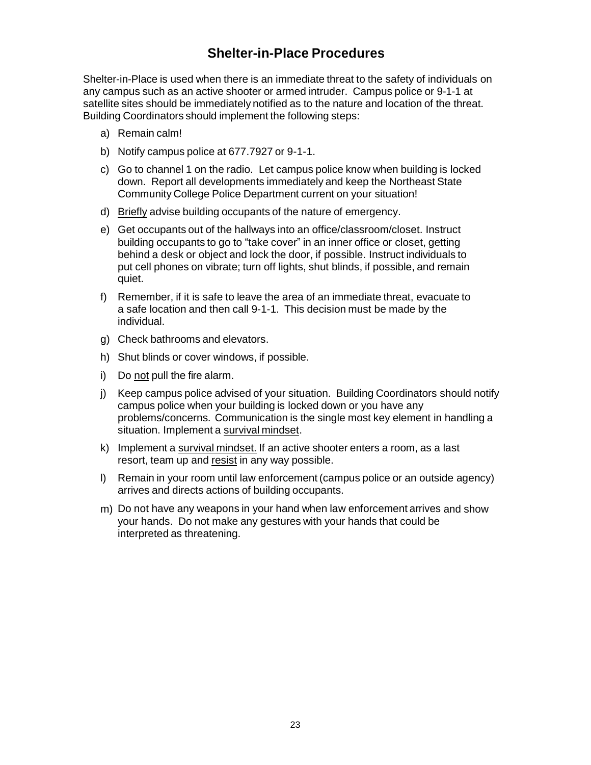## Shelter-in-Place Procedures

Shelter-in-Place is used when there is an immediate threat to the safety of individuals on any campus such as an active shooter or armed intruder. Campus police or 9-1-1 at satellite sites should be immediately notified as to the nature and location of the threat. Building Coordinators should implement the following steps:

a) Remain calm!

b) Notify campus police at 677.7927 or 9-1-1.

c) Go to channel 1 on the radio. Let campus police know when building is locked down. Report all developments immediately and keep the Northeast State Community College Police Department current on your situation!

d) Briefly advise building occupants of the nature of emergency.

e) Get occupants out of the hallways into an office/classroom/closet. Instruct building occupants to go to "take cover" in an inner office or closet, getting behind a desk or object and lock the door, if possible. Instruct individuals to put cell phones on vibrate; turn off lights, shut blinds, if possible, and remain quiet.

f) Remember, if it is safe to leave the area of an immediate threat, evacuate to a safe location and then call 9-1-1. This decision must be made by the individual.

g) Check bathrooms and elevators.

h) Shut blinds or cover windows, if possible.

i) Do not pull the fire alarm.

j) Keep campus police advised of your situation. Building Coordinators should notify campus police when your building is locked down or you have any problems/concerns. Communication is the single most key element in handling a situation. Implement a survival mindset.

k) Implement a survival mindset. If an active shooter enters a room, as a last resort, team up and resist in any way possible.

l) Remain in your room until law enforcement (campus police or an outside agency) arrives and directs actions of building occupants.

m) Do not have any weapons in your hand when law enforcement arrives and show your hands. Do not make any gestures with your hands that could be interpreted as threatening.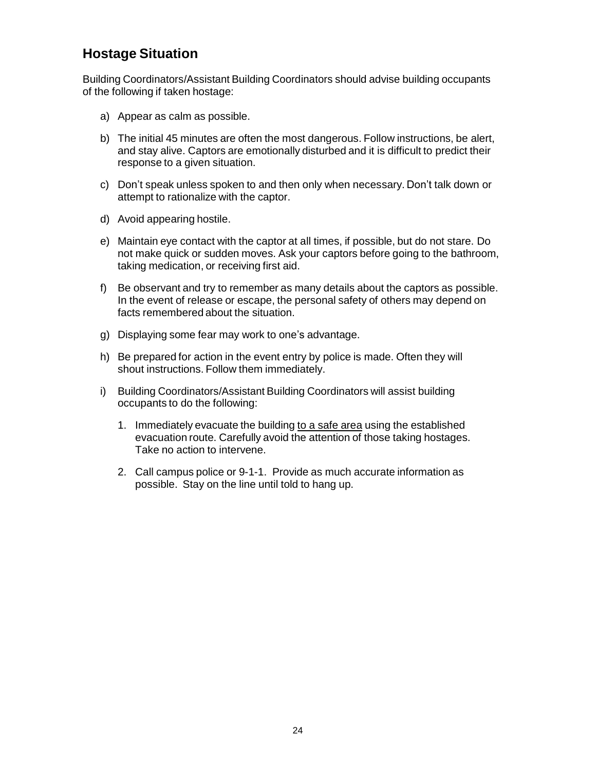## Hostage Situation

Building Coordinators/Assistant Building Coordinators should advise building occupants of the following if taken hostage:

a) Appear as calm as possible.

b) The initial 45 minutes are often the most dangerous. Follow instructions, be alert, and stay alive. Captors are emotionally disturbed and it is difficult to predict their response to a given situation.

c) Don't speak unless spoken to and then only when necessary. Don't talk down or attempt to rationalize with the captor.

d) Avoid appearing hostile.

e) Maintain eye contact with the captor at all times, if possible, but do not stare. Do not make quick or sudden moves. Ask your captors before going to the bathroom, taking medication, or receiving first aid.

f) Be observant and try to remember as many details about the captors as possible. In the event of release or escape, the personal safety of others may depend on facts remembered about the situation.

g) Displaying some fear may work to one's advantage.

h) Be prepared for action in the event entry by police is made. Often they will shout instructions. Follow them immediately.

i) Building Coordinators/Assistant Building Coordinators will assist building occupants to do the following:

   1. Immediately evacuate the building <u>to a safe area</u> using the established evacuation route. Carefully avoid the attention of those taking hostages. Take no action to intervene.

   2. Call campus police or 9-1-1. Provide as much accurate information as possible. Stay on the line until told to hang up.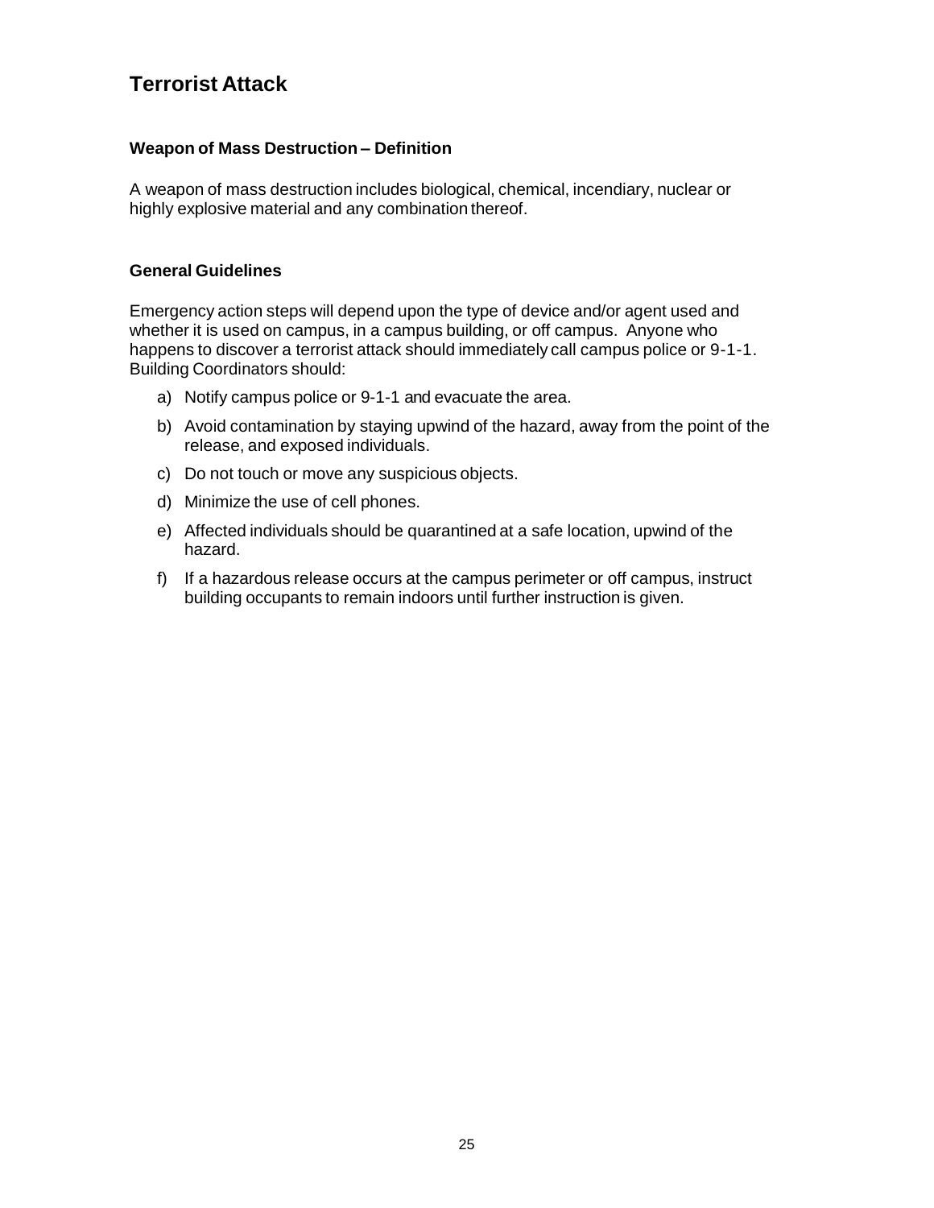## Terrorist Attack

### Weapon of Mass Destruction – Definition

A weapon of mass destruction includes biological, chemical, incendiary, nuclear or highly explosive material and any combination thereof.

### General Guidelines

Emergency action steps will depend upon the type of device and/or agent used and whether it is used on campus, in a campus building, or off campus. Anyone who happens to discover a terrorist attack should immediately call campus police or 9-1-1. Building Coordinators should:

a) Notify campus police or 9-1-1 and evacuate the area.

b) Avoid contamination by staying upwind of the hazard, away from the point of the release, and exposed individuals.

c) Do not touch or move any suspicious objects.

d) Minimize the use of cell phones.

e) Affected individuals should be quarantined at a safe location, upwind of the hazard.

f) If a hazardous release occurs at the campus perimeter or off campus, instruct building occupants to remain indoors until further instruction is given.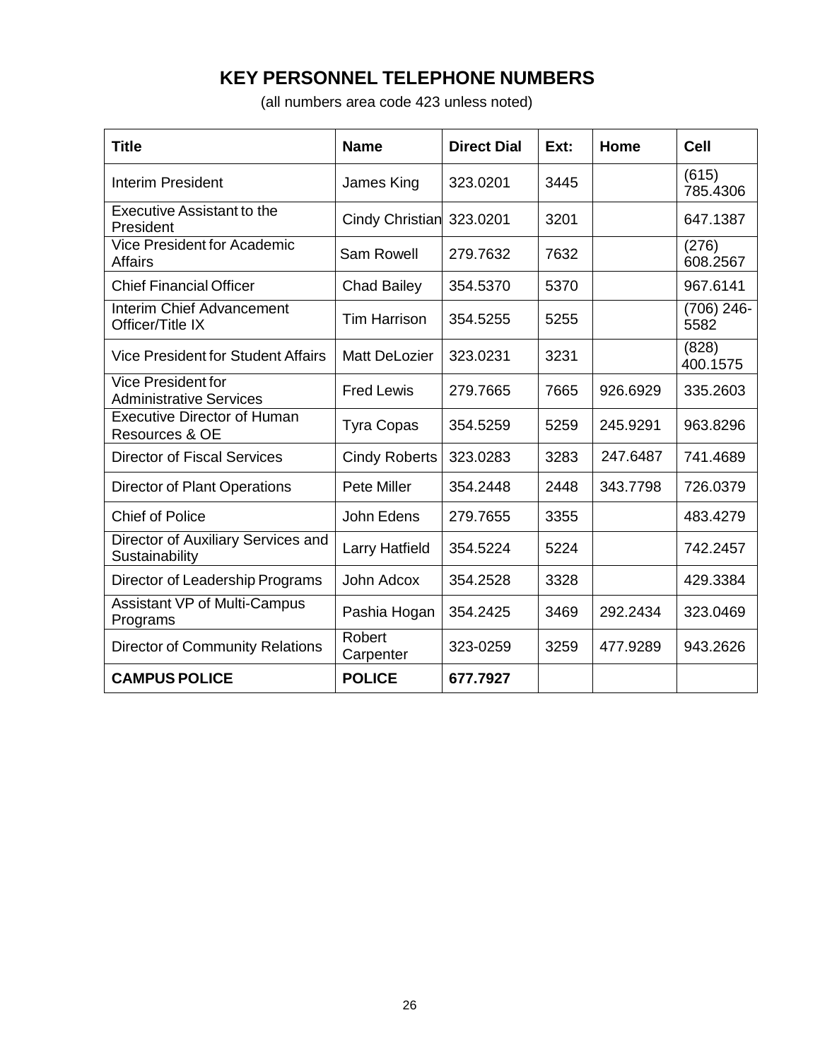# KEY PERSONNEL TELEPHONE NUMBERS

(all numbers area code 423 unless noted)

| Title | Name | Direct Dial | Ext: | Home | Cell |
|---|---|---|---|---|---|
| Interim President | James King | 323.0201 | 3445 | | (615) 785.4306 |
| Executive Assistant to the President | Cindy Christian | 323.0201 | 3201 | | 647.1387 |
| Vice President for Academic Affairs | Sam Rowell | 279.7632 | 7632 | | (276) 608.2567 |
| Chief Financial Officer | Chad Bailey | 354.5370 | 5370 | | 967.6141 |
| Interim Chief Advancement Officer/Title IX | Tim Harrison | 354.5255 | 5255 | | (706) 246-5582 |
| Vice President for Student Affairs | Matt DeLozier | 323.0231 | 3231 | | (828) 400.1575 |
| Vice President for Administrative Services | Fred Lewis | 279.7665 | 7665 | 926.6929 | 335.2603 |
| Executive Director of Human Resources & OE | Tyra Copas | 354.5259 | 5259 | 245.9291 | 963.8296 |
| Director of Fiscal Services | Cindy Roberts | 323.0283 | 3283 | 247.6487 | 741.4689 |
| Director of Plant Operations | Pete Miller | 354.2448 | 2448 | 343.7798 | 726.0379 |
| Chief of Police | John Edens | 279.7655 | 3355 | | 483.4279 |
| Director of Auxiliary Services and Sustainability | Larry Hatfield | 354.5224 | 5224 | | 742.2457 |
| Director of Leadership Programs | John Adcox | 354.2528 | 3328 | | 429.3384 |
| Assistant VP of Multi-Campus Programs | Pashia Hogan | 354.2425 | 3469 | 292.2434 | 323.0469 |
| Director of Community Relations | Robert Carpenter | 323-0259 | 3259 | 477.9289 | 943.2626 |
| **CAMPUS POLICE** | **POLICE** | **677.7927** | | | |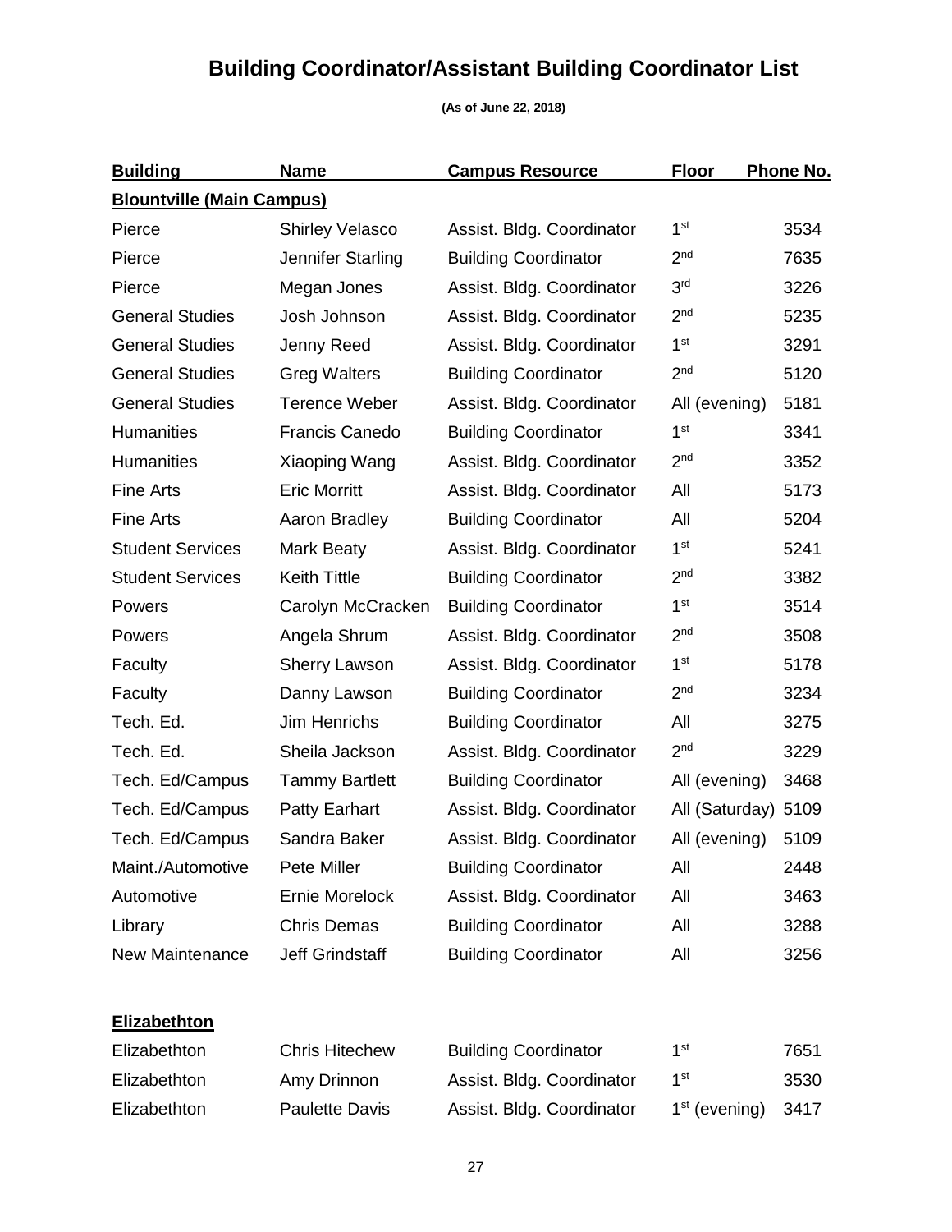# Building Coordinator/Assistant Building Coordinator List

**(As of June 22, 2018)**

| Building | Name | Campus Resource | Floor | Phone No. |
|---|---|---|---|---|
| **Blountville (Main Campus)** | | | | |
| Pierce | Shirley Velasco | Assist. Bldg. Coordinator | 1st | 3534 |
| Pierce | Jennifer Starling | Building Coordinator | 2nd | 7635 |
| Pierce | Megan Jones | Assist. Bldg. Coordinator | 3rd | 3226 |
| General Studies | Josh Johnson | Assist. Bldg. Coordinator | 2nd | 5235 |
| General Studies | Jenny Reed | Assist. Bldg. Coordinator | 1st | 3291 |
| General Studies | Greg Walters | Building Coordinator | 2nd | 5120 |
| General Studies | Terence Weber | Assist. Bldg. Coordinator | All (evening) | 5181 |
| Humanities | Francis Canedo | Building Coordinator | 1st | 3341 |
| Humanities | Xiaoping Wang | Assist. Bldg. Coordinator | 2nd | 3352 |
| Fine Arts | Eric Morritt | Assist. Bldg. Coordinator | All | 5173 |
| Fine Arts | Aaron Bradley | Building Coordinator | All | 5204 |
| Student Services | Mark Beaty | Assist. Bldg. Coordinator | 1st | 5241 |
| Student Services | Keith Tittle | Building Coordinator | 2nd | 3382 |
| Powers | Carolyn McCracken | Building Coordinator | 1st | 3514 |
| Powers | Angela Shrum | Assist. Bldg. Coordinator | 2nd | 3508 |
| Faculty | Sherry Lawson | Assist. Bldg. Coordinator | 1st | 5178 |
| Faculty | Danny Lawson | Building Coordinator | 2nd | 3234 |
| Tech. Ed. | Jim Henrichs | Building Coordinator | All | 3275 |
| Tech. Ed. | Sheila Jackson | Assist. Bldg. Coordinator | 2nd | 3229 |
| Tech. Ed/Campus | Tammy Bartlett | Building Coordinator | All (evening) | 3468 |
| Tech. Ed/Campus | Patty Earhart | Assist. Bldg. Coordinator | All (Saturday) | 5109 |
| Tech. Ed/Campus | Sandra Baker | Assist. Bldg. Coordinator | All (evening) | 5109 |
| Maint./Automotive | Pete Miller | Building Coordinator | All | 2448 |
| Automotive | Ernie Morelock | Assist. Bldg. Coordinator | All | 3463 |
| Library | Chris Demas | Building Coordinator | All | 3288 |
| New Maintenance | Jeff Grindstaff | Building Coordinator | All | 3256 |
| **Elizabethton** | | | | |
| Elizabethton | Chris Hitechew | Building Coordinator | 1st | 7651 |
| Elizabethton | Amy Drinnon | Assist. Bldg. Coordinator | 1st | 3530 |
| Elizabethton | Paulette Davis | Assist. Bldg. Coordinator | 1st (evening) | 3417 |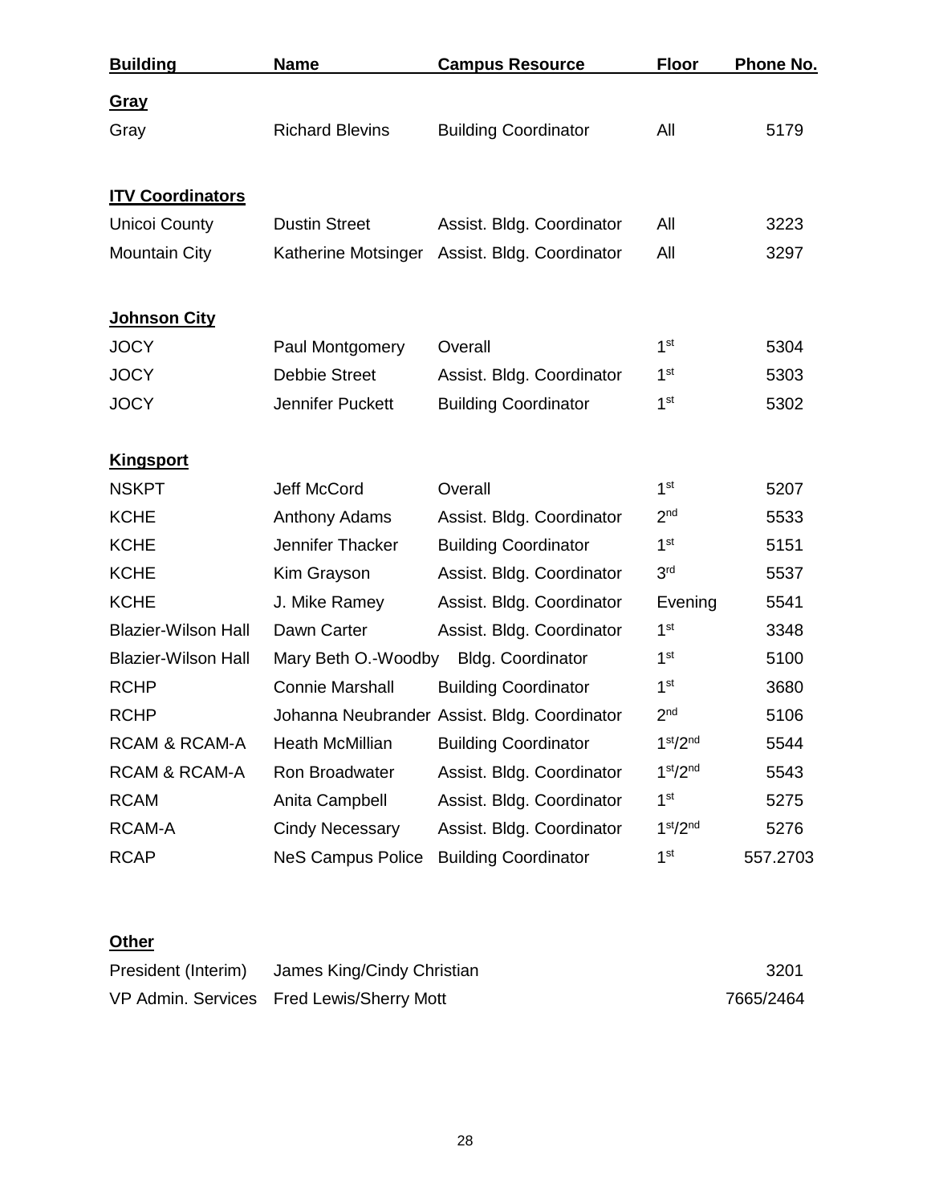| Building | Name | Campus Resource | Floor | Phone No. |
|---|---|---|---|---|
| **Gray** | | | | |
| Gray | Richard Blevins | Building Coordinator | All | 5179 |
| **ITV Coordinators** | | | | |
| Unicoi County | Dustin Street | Assist. Bldg. Coordinator | All | 3223 |
| Mountain City | Katherine Motsinger | Assist. Bldg. Coordinator | All | 3297 |
| **Johnson City** | | | | |
| JOCY | Paul Montgomery | Overall | 1st | 5304 |
| JOCY | Debbie Street | Assist. Bldg. Coordinator | 1st | 5303 |
| JOCY | Jennifer Puckett | Building Coordinator | 1st | 5302 |
| **Kingsport** | | | | |
| NSKPT | Jeff McCord | Overall | 1st | 5207 |
| KCHE | Anthony Adams | Assist. Bldg. Coordinator | 2nd | 5533 |
| KCHE | Jennifer Thacker | Building Coordinator | 1st | 5151 |
| KCHE | Kim Grayson | Assist. Bldg. Coordinator | 3rd | 5537 |
| KCHE | J. Mike Ramey | Assist. Bldg. Coordinator | Evening | 5541 |
| Blazier-Wilson Hall | Dawn Carter | Assist. Bldg. Coordinator | 1st | 3348 |
| Blazier-Wilson Hall | Mary Beth O.-Woodby | Bldg. Coordinator | 1st | 5100 |
| RCHP | Connie Marshall | Building Coordinator | 1st | 3680 |
| RCHP | Johanna Neubrander | Assist. Bldg. Coordinator | 2nd | 5106 |
| RCAM & RCAM-A | Heath McMillian | Building Coordinator | 1st/2nd | 5544 |
| RCAM & RCAM-A | Ron Broadwater | Assist. Bldg. Coordinator | 1st/2nd | 5543 |
| RCAM | Anita Campbell | Assist. Bldg. Coordinator | 1st | 5275 |
| RCAM-A | Cindy Necessary | Assist. Bldg. Coordinator | 1st/2nd | 5276 |
| RCAP | NeS Campus Police | Building Coordinator | 1st | 557.2703 |

**Other**

| | | |
|---|---|---|
| President (Interim) | James King/Cindy Christian | 3201 |
| VP Admin. Services | Fred Lewis/Sherry Mott | 7665/2464 |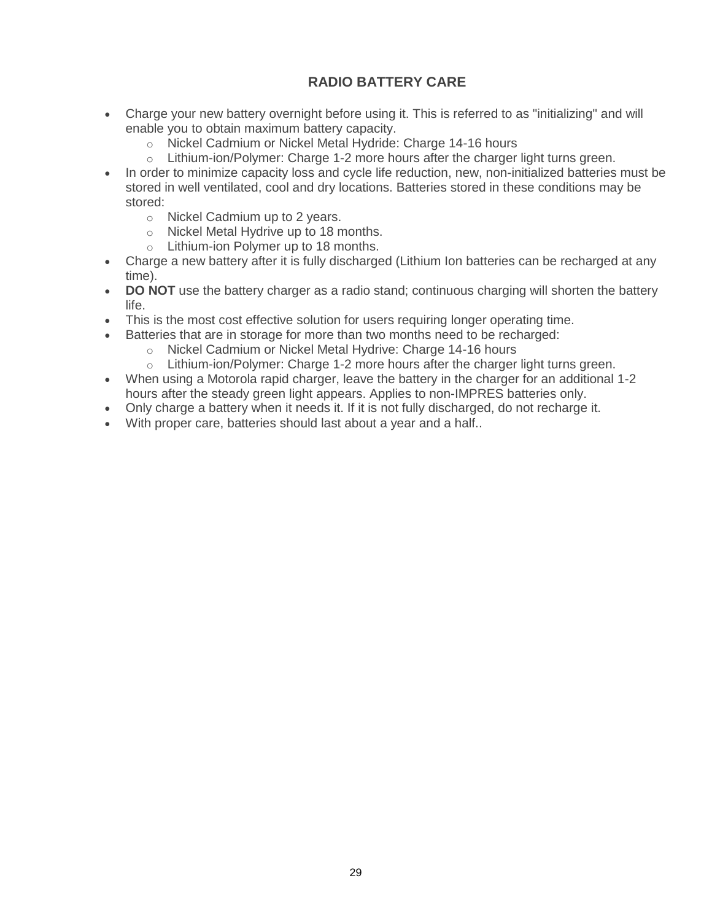## RADIO BATTERY CARE

- Charge your new battery overnight before using it. This is referred to as "initializing" and will enable you to obtain maximum battery capacity.
  - Nickel Cadmium or Nickel Metal Hydride: Charge 14-16 hours
  - Lithium-ion/Polymer: Charge 1-2 more hours after the charger light turns green.
- In order to minimize capacity loss and cycle life reduction, new, non-initialized batteries must be stored in well ventilated, cool and dry locations. Batteries stored in these conditions may be stored:
  - Nickel Cadmium up to 2 years.
  - Nickel Metal Hydrive up to 18 months.
  - Lithium-ion Polymer up to 18 months.
- Charge a new battery after it is fully discharged (Lithium Ion batteries can be recharged at any time).
- **DO NOT** use the battery charger as a radio stand; continuous charging will shorten the battery life.
- This is the most cost effective solution for users requiring longer operating time.
- Batteries that are in storage for more than two months need to be recharged:
  - Nickel Cadmium or Nickel Metal Hydrive: Charge 14-16 hours
  - Lithium-ion/Polymer: Charge 1-2 more hours after the charger light turns green.
- When using a Motorola rapid charger, leave the battery in the charger for an additional 1-2 hours after the steady green light appears. Applies to non-IMPRES batteries only.
- Only charge a battery when it needs it. If it is not fully discharged, do not recharge it.
- With proper care, batteries should last about a year and a half..